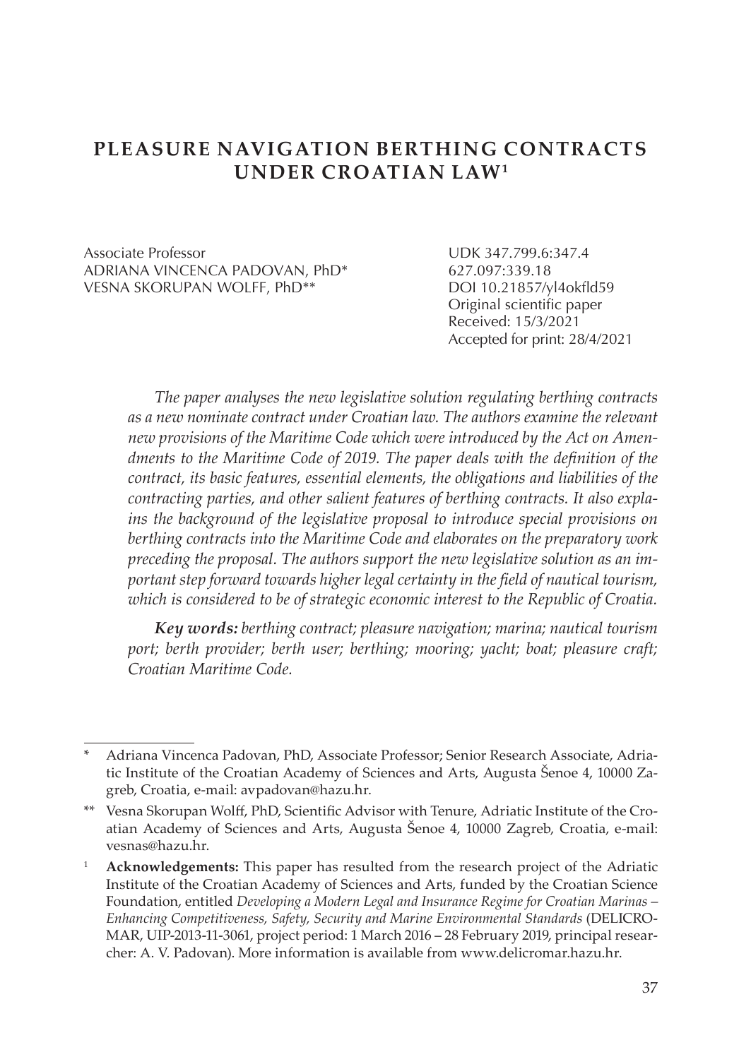# PLEASURE NAVIGATION BERTHING CONTRACTS UNDER CROATIAN LAW[1]

Associate Professor
ADRIANA VINCENCA PADOVAN, PhD*
VESNA SKORUPAN WOLFF, PhD**

UDK 347.799.6:347.4
627.097:339.18
DOI 10.21857/yl4okfld59
Original scientific paper
Received: 15/3/2021
Accepted for print: 28/4/2021

*The paper analyses the new legislative solution regulating berthing contracts as a new nominate contract under Croatian law. The authors examine the relevant new provisions of the Maritime Code which were introduced by the Act on Amendments to the Maritime Code of 2019. The paper deals with the definition of the contract, its basic features, essential elements, the obligations and liabilities of the contracting parties, and other salient features of berthing contracts. It also explains the background of the legislative proposal to introduce special provisions on berthing contracts into the Maritime Code and elaborates on the preparatory work preceding the proposal. The authors support the new legislative solution as an important step forward towards higher legal certainty in the field of nautical tourism, which is considered to be of strategic economic interest to the Republic of Croatia.*

***Key words:*** *berthing contract; pleasure navigation; marina; nautical tourism port; berth provider; berth user; berthing; mooring; yacht; boat; pleasure craft; Croatian Maritime Code.*

---

\* Adriana Vincenca Padovan, PhD, Associate Professor; Senior Research Associate, Adriatic Institute of the Croatian Academy of Sciences and Arts, Augusta Šenoe 4, 10000 Zagreb, Croatia, e-mail: avpadovan@hazu.hr.

\*\* Vesna Skorupan Wolff, PhD, Scientific Advisor with Tenure, Adriatic Institute of the Croatian Academy of Sciences and Arts, Augusta Šenoe 4, 10000 Zagreb, Croatia, e-mail: vesnas@hazu.hr.

[1] **Acknowledgements:** This paper has resulted from the research project of the Adriatic Institute of the Croatian Academy of Sciences and Arts, funded by the Croatian Science Foundation, entitled *Developing a Modern Legal and Insurance Regime for Croatian Marinas – Enhancing Competitiveness, Safety, Security and Marine Environmental Standards* (DELICROMAR, UIP-2013-11-3061, project period: 1 March 2016 – 28 February 2019, principal researcher: A. V. Padovan). More information is available from www.delicromar.hazu.hr.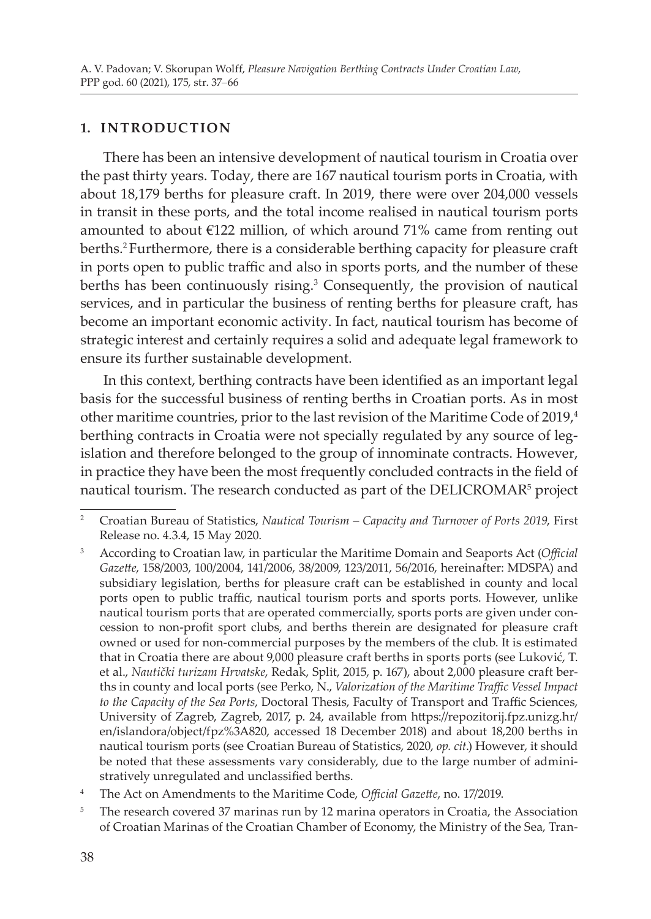## 1. INTRODUCTION

There has been an intensive development of nautical tourism in Croatia over the past thirty years. Today, there are 167 nautical tourism ports in Croatia, with about 18,179 berths for pleasure craft. In 2019, there were over 204,000 vessels in transit in these ports, and the total income realised in nautical tourism ports amounted to about €122 million, of which around 71% came from renting out berths.[2] Furthermore, there is a considerable berthing capacity for pleasure craft in ports open to public traffic and also in sports ports, and the number of these berths has been continuously rising.[3] Consequently, the provision of nautical services, and in particular the business of renting berths for pleasure craft, has become an important economic activity. In fact, nautical tourism has become of strategic interest and certainly requires a solid and adequate legal framework to ensure its further sustainable development.

In this context, berthing contracts have been identified as an important legal basis for the successful business of renting berths in Croatian ports. As in most other maritime countries, prior to the last revision of the Maritime Code of 2019,[4] berthing contracts in Croatia were not specially regulated by any source of legislation and therefore belonged to the group of innominate contracts. However, in practice they have been the most frequently concluded contracts in the field of nautical tourism. The research conducted as part of the DELICROMAR[5] project

---

[2] Croatian Bureau of Statistics, *Nautical Tourism – Capacity and Turnover of Ports 2019*, First Release no. 4.3.4, 15 May 2020.

[3] According to Croatian law, in particular the Maritime Domain and Seaports Act (*Official Gazette*, 158/2003, 100/2004, 141/2006, 38/2009, 123/2011, 56/2016, hereinafter: MDSPA) and subsidiary legislation, berths for pleasure craft can be established in county and local ports open to public traffic, nautical tourism ports and sports ports. However, unlike nautical tourism ports that are operated commercially, sports ports are given under concession to non-profit sport clubs, and berths therein are designated for pleasure craft owned or used for non-commercial purposes by the members of the club. It is estimated that in Croatia there are about 9,000 pleasure craft berths in sports ports (see Luković, T. et al., *Nautički turizam Hrvatske*, Redak, Split, 2015, p. 167), about 2,000 pleasure craft berths in county and local ports (see Perko, N., *Valorization of the Maritime Traffic Vessel Impact to the Capacity of the Sea Ports*, Doctoral Thesis, Faculty of Transport and Traffic Sciences, University of Zagreb, Zagreb, 2017, p. 24, available from https://repozitorij.fpz.unizg.hr/en/islandora/object/fpz%3A820, accessed 18 December 2018) and about 18,200 berths in nautical tourism ports (see Croatian Bureau of Statistics, 2020, *op. cit.*) However, it should be noted that these assessments vary considerably, due to the large number of administratively unregulated and unclassified berths.

[4] The Act on Amendments to the Maritime Code, *Official Gazette*, no. 17/2019.

[5] The research covered 37 marinas run by 12 marina operators in Croatia, the Association of Croatian Marinas of the Croatian Chamber of Economy, the Ministry of the Sea, Tran-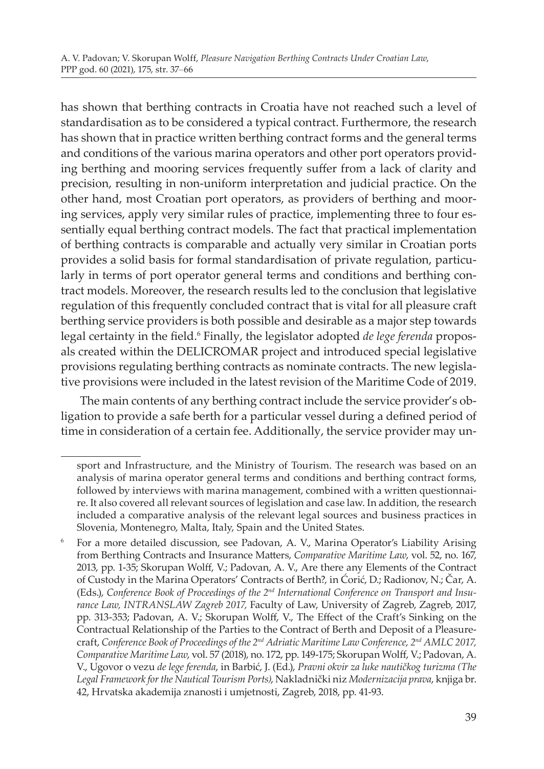has shown that berthing contracts in Croatia have not reached such a level of standardisation as to be considered a typical contract. Furthermore, the research has shown that in practice written berthing contract forms and the general terms and conditions of the various marina operators and other port operators providing berthing and mooring services frequently suffer from a lack of clarity and precision, resulting in non-uniform interpretation and judicial practice. On the other hand, most Croatian port operators, as providers of berthing and mooring services, apply very similar rules of practice, implementing three to four essentially equal berthing contract models. The fact that practical implementation of berthing contracts is comparable and actually very similar in Croatian ports provides a solid basis for formal standardisation of private regulation, particularly in terms of port operator general terms and conditions and berthing contract models. Moreover, the research results led to the conclusion that legislative regulation of this frequently concluded contract that is vital for all pleasure craft berthing service providers is both possible and desirable as a major step towards legal certainty in the field.[6] Finally, the legislator adopted *de lege ferenda* proposals created within the DELICROMAR project and introduced special legislative provisions regulating berthing contracts as nominate contracts. The new legislative provisions were included in the latest revision of the Maritime Code of 2019.

The main contents of any berthing contract include the service provider's obligation to provide a safe berth for a particular vessel during a defined period of time in consideration of a certain fee. Additionally, the service provider may un-

---

sport and Infrastructure, and the Ministry of Tourism. The research was based on an analysis of marina operator general terms and conditions and berthing contract forms, followed by interviews with marina management, combined with a written questionnaire. It also covered all relevant sources of legislation and case law. In addition, the research included a comparative analysis of the relevant legal sources and business practices in Slovenia, Montenegro, Malta, Italy, Spain and the United States.

[6] For a more detailed discussion, see Padovan, A. V., Marina Operator's Liability Arising from Berthing Contracts and Insurance Matters, *Comparative Maritime Law*, vol. 52, no. 167, 2013, pp. 1-35; Skorupan Wolff, V.; Padovan, A. V., Are there any Elements of the Contract of Custody in the Marina Operators' Contracts of Berth?, in Ćorić, D.; Radionov, N.; Čar, A. (Eds.), *Conference Book of Proceedings of the 2nd International Conference on Transport and Insurance Law, INTRANSLAW Zagreb 2017,* Faculty of Law, University of Zagreb, Zagreb, 2017, pp. 313-353; Padovan, A. V.; Skorupan Wolff, V., The Effect of the Craft's Sinking on the Contractual Relationship of the Parties to the Contract of Berth and Deposit of a Pleasure-craft, *Conference Book of Proceedings of the 2nd Adriatic Maritime Law Conference, 2nd AMLC 2017, Comparative Maritime Law*, vol. 57 (2018), no. 172, pp. 149-175; Skorupan Wolff, V.; Padovan, A. V., Ugovor o vezu *de lege ferenda*, in Barbić, J. (Ed.), *Pravni okvir za luke nautičkog turizma (The Legal Framework for the Nautical Tourism Ports)*, Nakladnički niz *Modernizacija prava*, knjiga br. 42, Hrvatska akademija znanosti i umjetnosti, Zagreb, 2018, pp. 41-93.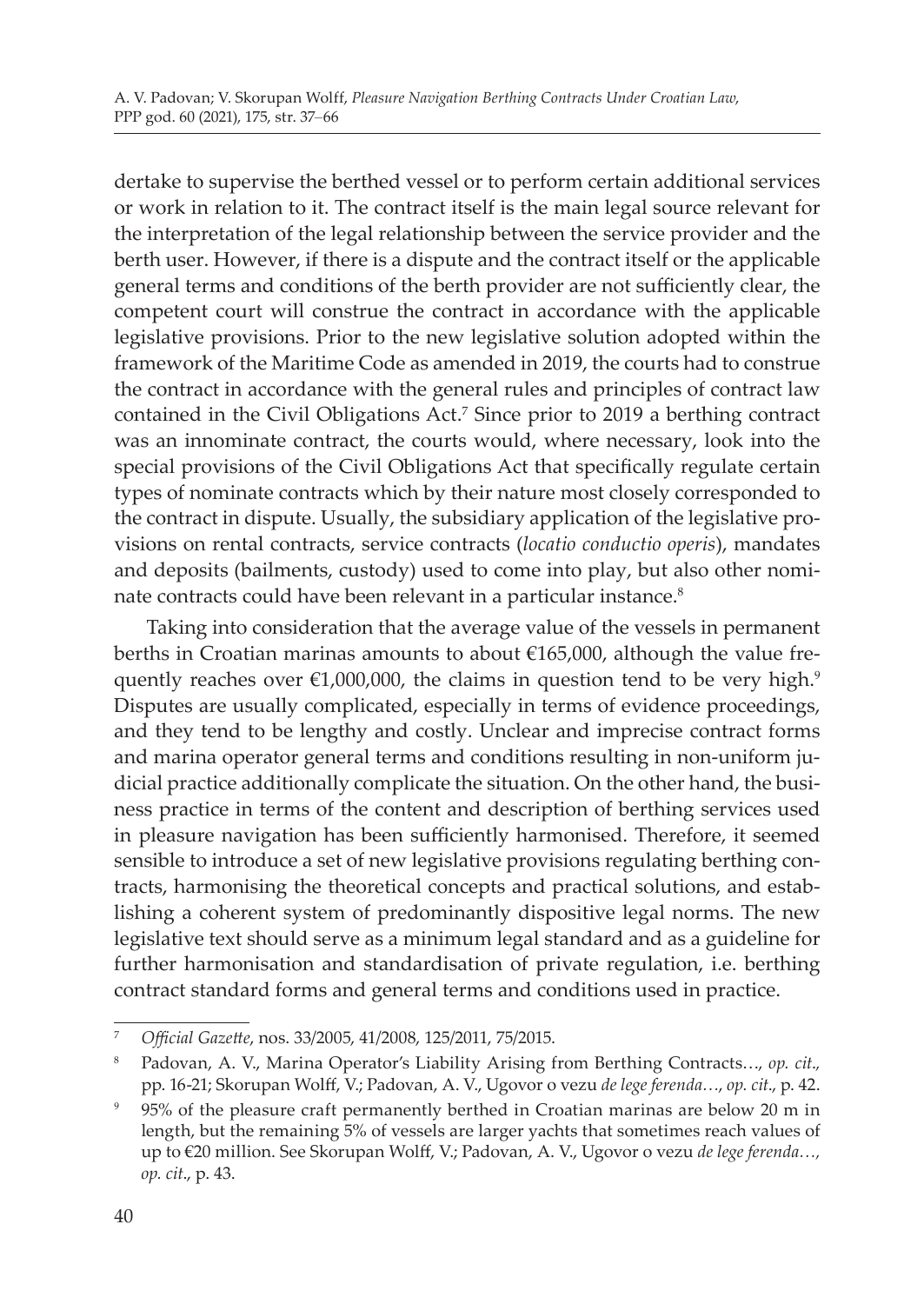dertake to supervise the berthed vessel or to perform certain additional services or work in relation to it. The contract itself is the main legal source relevant for the interpretation of the legal relationship between the service provider and the berth user. However, if there is a dispute and the contract itself or the applicable general terms and conditions of the berth provider are not sufficiently clear, the competent court will construe the contract in accordance with the applicable legislative provisions. Prior to the new legislative solution adopted within the framework of the Maritime Code as amended in 2019, the courts had to construe the contract in accordance with the general rules and principles of contract law contained in the Civil Obligations Act.[7] Since prior to 2019 a berthing contract was an innominate contract, the courts would, where necessary, look into the special provisions of the Civil Obligations Act that specifically regulate certain types of nominate contracts which by their nature most closely corresponded to the contract in dispute. Usually, the subsidiary application of the legislative provisions on rental contracts, service contracts (*locatio conductio operis*), mandates and deposits (bailments, custody) used to come into play, but also other nominate contracts could have been relevant in a particular instance.[8]

Taking into consideration that the average value of the vessels in permanent berths in Croatian marinas amounts to about €165,000, although the value frequently reaches over €1,000,000, the claims in question tend to be very high.[9] Disputes are usually complicated, especially in terms of evidence proceedings, and they tend to be lengthy and costly. Unclear and imprecise contract forms and marina operator general terms and conditions resulting in non-uniform judicial practice additionally complicate the situation. On the other hand, the business practice in terms of the content and description of berthing services used in pleasure navigation has been sufficiently harmonised. Therefore, it seemed sensible to introduce a set of new legislative provisions regulating berthing contracts, harmonising the theoretical concepts and practical solutions, and establishing a coherent system of predominantly dispositive legal norms. The new legislative text should serve as a minimum legal standard and as a guideline for further harmonisation and standardisation of private regulation, i.e. berthing contract standard forms and general terms and conditions used in practice.

---

[7] *Official Gazette*, nos. 33/2005, 41/2008, 125/2011, 75/2015.

[8] Padovan, A. V., Marina Operator's Liability Arising from Berthing Contracts…, *op. cit.*, pp. 16-21; Skorupan Wolff, V.; Padovan, A. V., Ugovor o vezu *de lege ferenda…*, *op. cit.*, p. 42.

[9] 95% of the pleasure craft permanently berthed in Croatian marinas are below 20 m in length, but the remaining 5% of vessels are larger yachts that sometimes reach values of up to €20 million. See Skorupan Wolff, V.; Padovan, A. V., Ugovor o vezu *de lege ferenda…*, *op. cit.*, p. 43.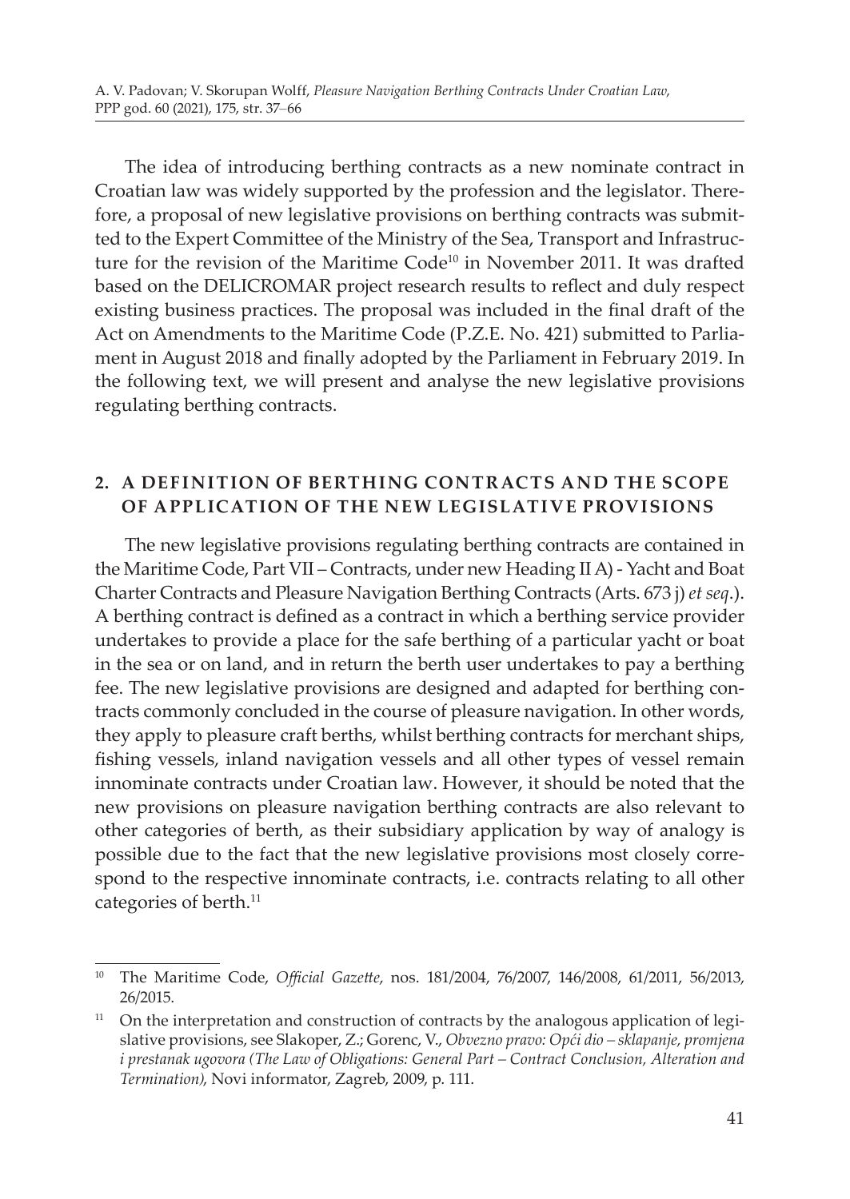The idea of introducing berthing contracts as a new nominate contract in Croatian law was widely supported by the profession and the legislator. Therefore, a proposal of new legislative provisions on berthing contracts was submitted to the Expert Committee of the Ministry of the Sea, Transport and Infrastructure for the revision of the Maritime Code[10] in November 2011. It was drafted based on the DELICROMAR project research results to reflect and duly respect existing business practices. The proposal was included in the final draft of the Act on Amendments to the Maritime Code (P.Z.E. No. 421) submitted to Parliament in August 2018 and finally adopted by the Parliament in February 2019. In the following text, we will present and analyse the new legislative provisions regulating berthing contracts.

## 2. A DEFINITION OF BERTHING CONTRACTS AND THE SCOPE OF APPLICATION OF THE NEW LEGISLATIVE PROVISIONS

The new legislative provisions regulating berthing contracts are contained in the Maritime Code, Part VII – Contracts, under new Heading II A) - Yacht and Boat Charter Contracts and Pleasure Navigation Berthing Contracts (Arts. 673 j) *et seq.*). A berthing contract is defined as a contract in which a berthing service provider undertakes to provide a place for the safe berthing of a particular yacht or boat in the sea or on land, and in return the berth user undertakes to pay a berthing fee. The new legislative provisions are designed and adapted for berthing contracts commonly concluded in the course of pleasure navigation. In other words, they apply to pleasure craft berths, whilst berthing contracts for merchant ships, fishing vessels, inland navigation vessels and all other types of vessel remain innominate contracts under Croatian law. However, it should be noted that the new provisions on pleasure navigation berthing contracts are also relevant to other categories of berth, as their subsidiary application by way of analogy is possible due to the fact that the new legislative provisions most closely correspond to the respective innominate contracts, i.e. contracts relating to all other categories of berth.[11]

---

[10] The Maritime Code, *Official Gazette*, nos. 181/2004, 76/2007, 146/2008, 61/2011, 56/2013, 26/2015.

[11] On the interpretation and construction of contracts by the analogous application of legislative provisions, see Slakoper, Z.; Gorenc, V., *Obvezno pravo: Opći dio – sklapanje, promjena i prestanak ugovora (The Law of Obligations: General Part – Contract Conclusion, Alteration and Termination)*, Novi informator, Zagreb, 2009, p. 111.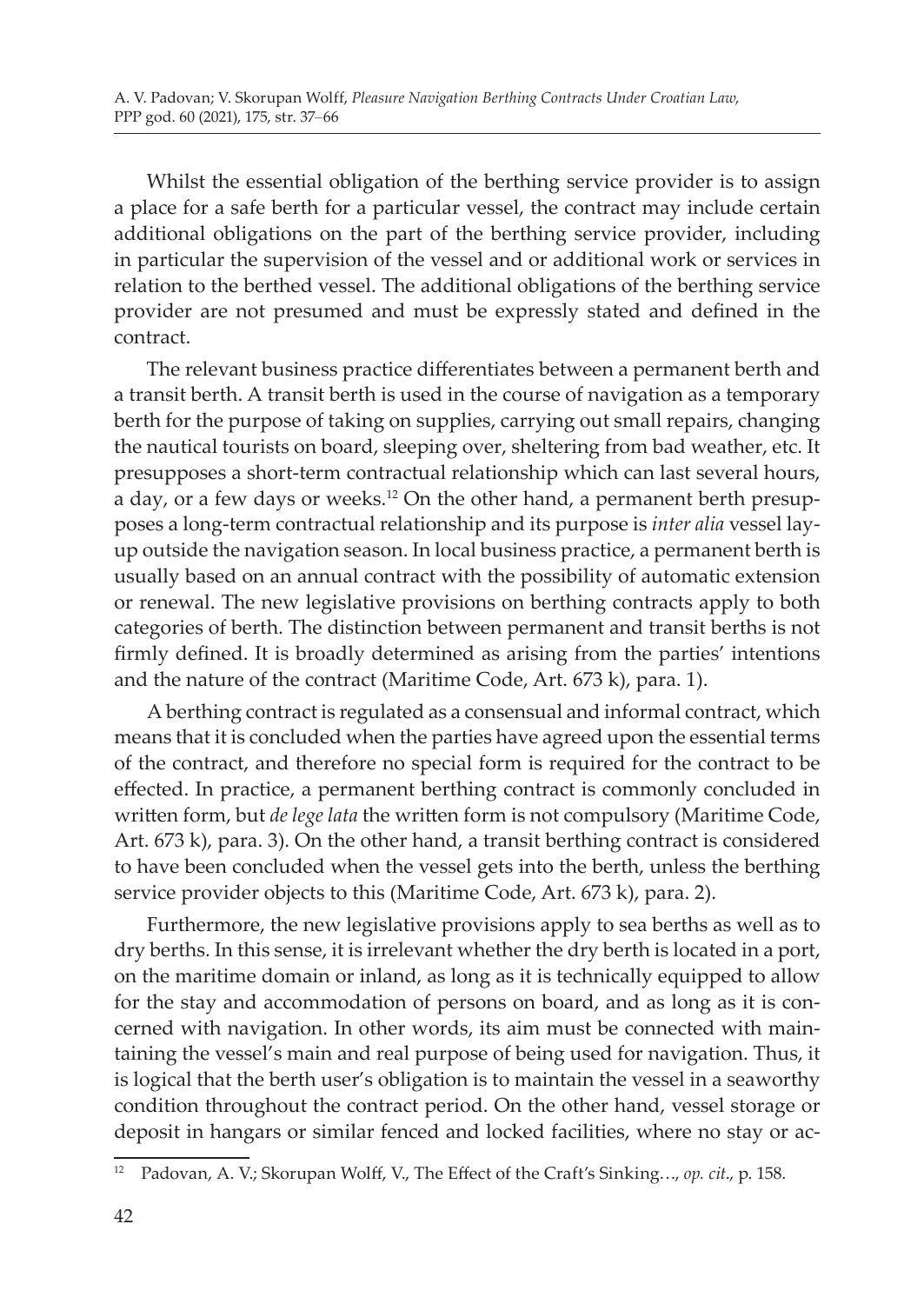Whilst the essential obligation of the berthing service provider is to assign a place for a safe berth for a particular vessel, the contract may include certain additional obligations on the part of the berthing service provider, including in particular the supervision of the vessel and or additional work or services in relation to the berthed vessel. The additional obligations of the berthing service provider are not presumed and must be expressly stated and defined in the contract.

The relevant business practice differentiates between a permanent berth and a transit berth. A transit berth is used in the course of navigation as a temporary berth for the purpose of taking on supplies, carrying out small repairs, changing the nautical tourists on board, sleeping over, sheltering from bad weather, etc. It presupposes a short-term contractual relationship which can last several hours, a day, or a few days or weeks.[12] On the other hand, a permanent berth presupposes a long-term contractual relationship and its purpose is *inter alia* vessel lay-up outside the navigation season. In local business practice, a permanent berth is usually based on an annual contract with the possibility of automatic extension or renewal. The new legislative provisions on berthing contracts apply to both categories of berth. The distinction between permanent and transit berths is not firmly defined. It is broadly determined as arising from the parties' intentions and the nature of the contract (Maritime Code, Art. 673 k), para. 1).

A berthing contract is regulated as a consensual and informal contract, which means that it is concluded when the parties have agreed upon the essential terms of the contract, and therefore no special form is required for the contract to be effected. In practice, a permanent berthing contract is commonly concluded in written form, but *de lege lata* the written form is not compulsory (Maritime Code, Art. 673 k), para. 3). On the other hand, a transit berthing contract is considered to have been concluded when the vessel gets into the berth, unless the berthing service provider objects to this (Maritime Code, Art. 673 k), para. 2).

Furthermore, the new legislative provisions apply to sea berths as well as to dry berths. In this sense, it is irrelevant whether the dry berth is located in a port, on the maritime domain or inland, as long as it is technically equipped to allow for the stay and accommodation of persons on board, and as long as it is concerned with navigation. In other words, its aim must be connected with maintaining the vessel's main and real purpose of being used for navigation. Thus, it is logical that the berth user's obligation is to maintain the vessel in a seaworthy condition throughout the contract period. On the other hand, vessel storage or deposit in hangars or similar fenced and locked facilities, where no stay or ac-

[12] Padovan, A. V.; Skorupan Wolff, V., The Effect of the Craft's Sinking…, *op. cit.*, p. 158.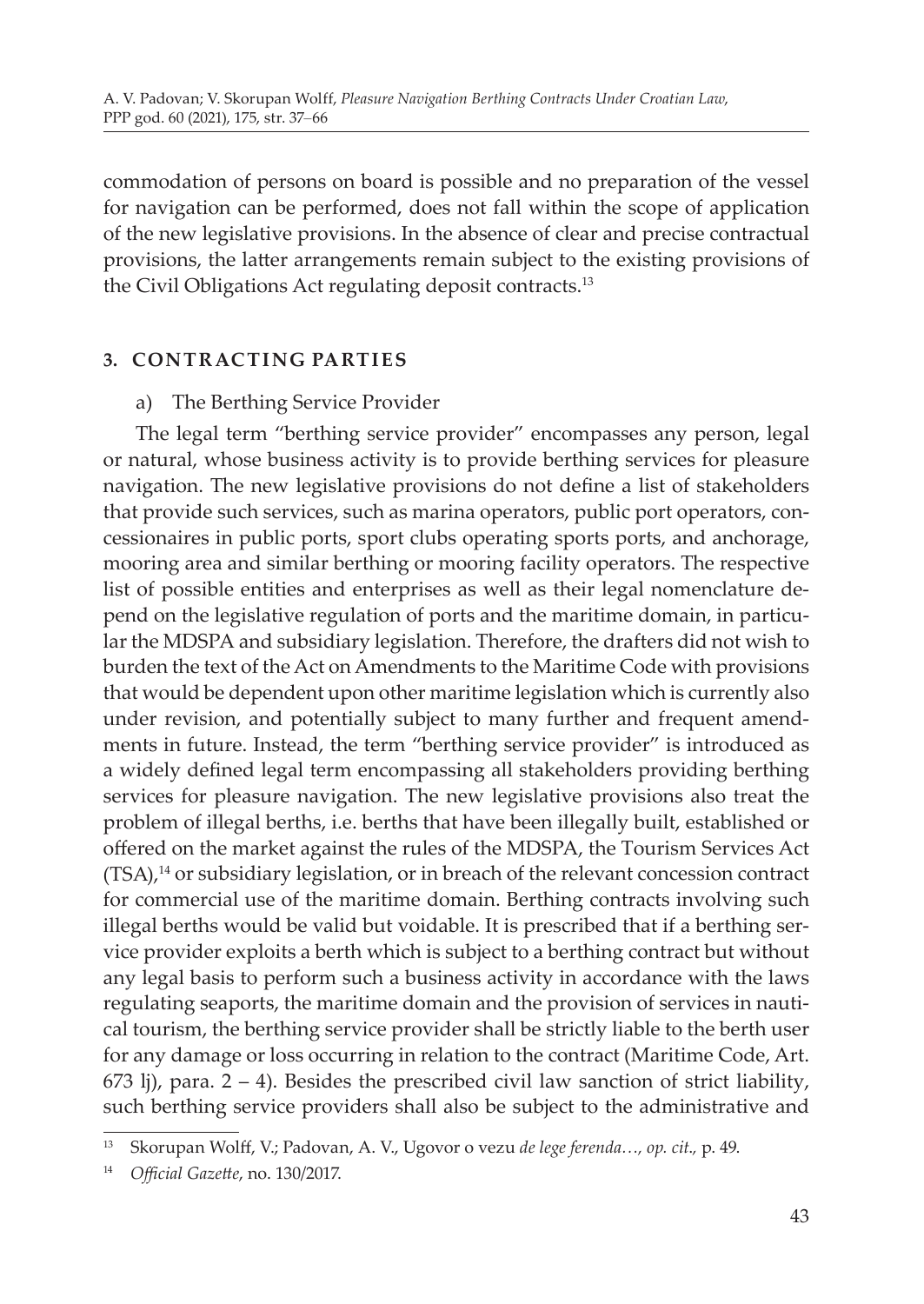commodation of persons on board is possible and no preparation of the vessel for navigation can be performed, does not fall within the scope of application of the new legislative provisions. In the absence of clear and precise contractual provisions, the latter arrangements remain subject to the existing provisions of the Civil Obligations Act regulating deposit contracts.[13]

### 3. CONTRACTING PARTIES

#### a) The Berthing Service Provider

The legal term "berthing service provider" encompasses any person, legal or natural, whose business activity is to provide berthing services for pleasure navigation. The new legislative provisions do not define a list of stakeholders that provide such services, such as marina operators, public port operators, concessionaires in public ports, sport clubs operating sports ports, and anchorage, mooring area and similar berthing or mooring facility operators. The respective list of possible entities and enterprises as well as their legal nomenclature depend on the legislative regulation of ports and the maritime domain, in particular the MDSPA and subsidiary legislation. Therefore, the drafters did not wish to burden the text of the Act on Amendments to the Maritime Code with provisions that would be dependent upon other maritime legislation which is currently also under revision, and potentially subject to many further and frequent amendments in future. Instead, the term "berthing service provider" is introduced as a widely defined legal term encompassing all stakeholders providing berthing services for pleasure navigation. The new legislative provisions also treat the problem of illegal berths, i.e. berths that have been illegally built, established or offered on the market against the rules of the MDSPA, the Tourism Services Act (TSA),[14] or subsidiary legislation, or in breach of the relevant concession contract for commercial use of the maritime domain. Berthing contracts involving such illegal berths would be valid but voidable. It is prescribed that if a berthing service provider exploits a berth which is subject to a berthing contract but without any legal basis to perform such a business activity in accordance with the laws regulating seaports, the maritime domain and the provision of services in nautical tourism, the berthing service provider shall be strictly liable to the berth user for any damage or loss occurring in relation to the contract (Maritime Code, Art. 673 lj), para. 2 – 4). Besides the prescribed civil law sanction of strict liability, such berthing service providers shall also be subject to the administrative and

---

[13] Skorupan Wolff, V.; Padovan, A. V., Ugovor o vezu *de lege ferenda…, op. cit.,* p. 49.

[14] *Official Gazette*, no. 130/2017.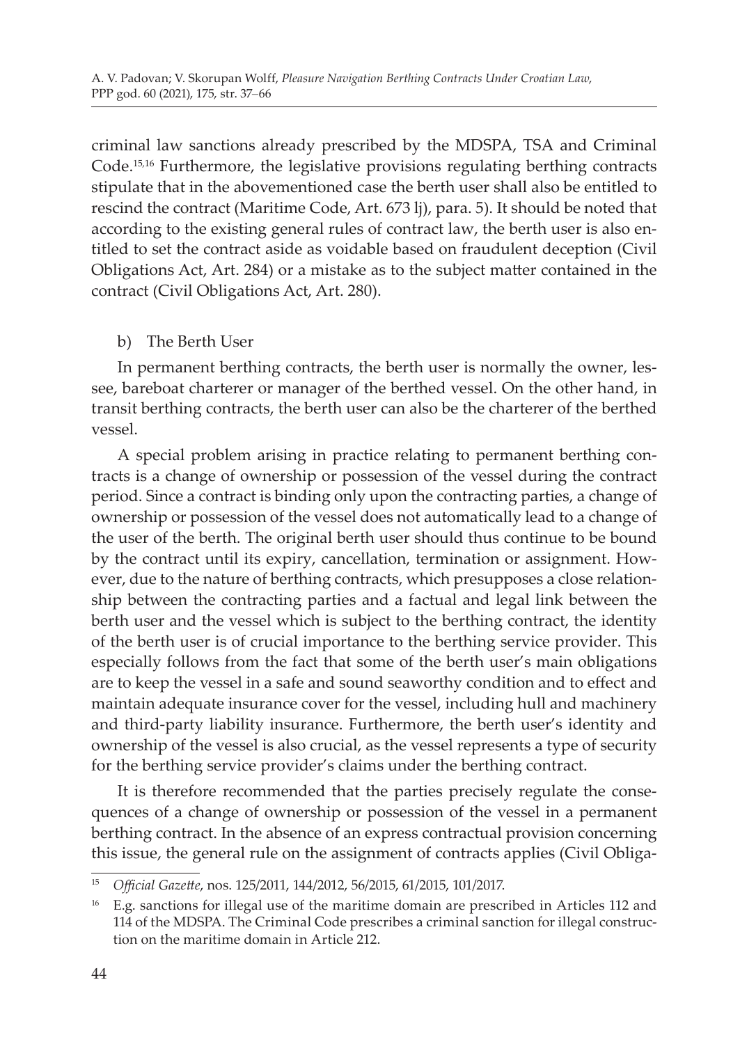criminal law sanctions already prescribed by the MDSPA, TSA and Criminal Code.[15,16] Furthermore, the legislative provisions regulating berthing contracts stipulate that in the abovementioned case the berth user shall also be entitled to rescind the contract (Maritime Code, Art. 673 lj), para. 5). It should be noted that according to the existing general rules of contract law, the berth user is also entitled to set the contract aside as voidable based on fraudulent deception (Civil Obligations Act, Art. 284) or a mistake as to the subject matter contained in the contract (Civil Obligations Act, Art. 280).

b) The Berth User

In permanent berthing contracts, the berth user is normally the owner, lessee, bareboat charterer or manager of the berthed vessel. On the other hand, in transit berthing contracts, the berth user can also be the charterer of the berthed vessel.

A special problem arising in practice relating to permanent berthing contracts is a change of ownership or possession of the vessel during the contract period. Since a contract is binding only upon the contracting parties, a change of ownership or possession of the vessel does not automatically lead to a change of the user of the berth. The original berth user should thus continue to be bound by the contract until its expiry, cancellation, termination or assignment. However, due to the nature of berthing contracts, which presupposes a close relationship between the contracting parties and a factual and legal link between the berth user and the vessel which is subject to the berthing contract, the identity of the berth user is of crucial importance to the berthing service provider. This especially follows from the fact that some of the berth user's main obligations are to keep the vessel in a safe and sound seaworthy condition and to effect and maintain adequate insurance cover for the vessel, including hull and machinery and third-party liability insurance. Furthermore, the berth user's identity and ownership of the vessel is also crucial, as the vessel represents a type of security for the berthing service provider's claims under the berthing contract.

It is therefore recommended that the parties precisely regulate the consequences of a change of ownership or possession of the vessel in a permanent berthing contract. In the absence of an express contractual provision concerning this issue, the general rule on the assignment of contracts applies (Civil Obliga-

---

[15] *Official Gazette*, nos. 125/2011, 144/2012, 56/2015, 61/2015, 101/2017.

[16] E.g. sanctions for illegal use of the maritime domain are prescribed in Articles 112 and 114 of the MDSPA. The Criminal Code prescribes a criminal sanction for illegal construction on the maritime domain in Article 212.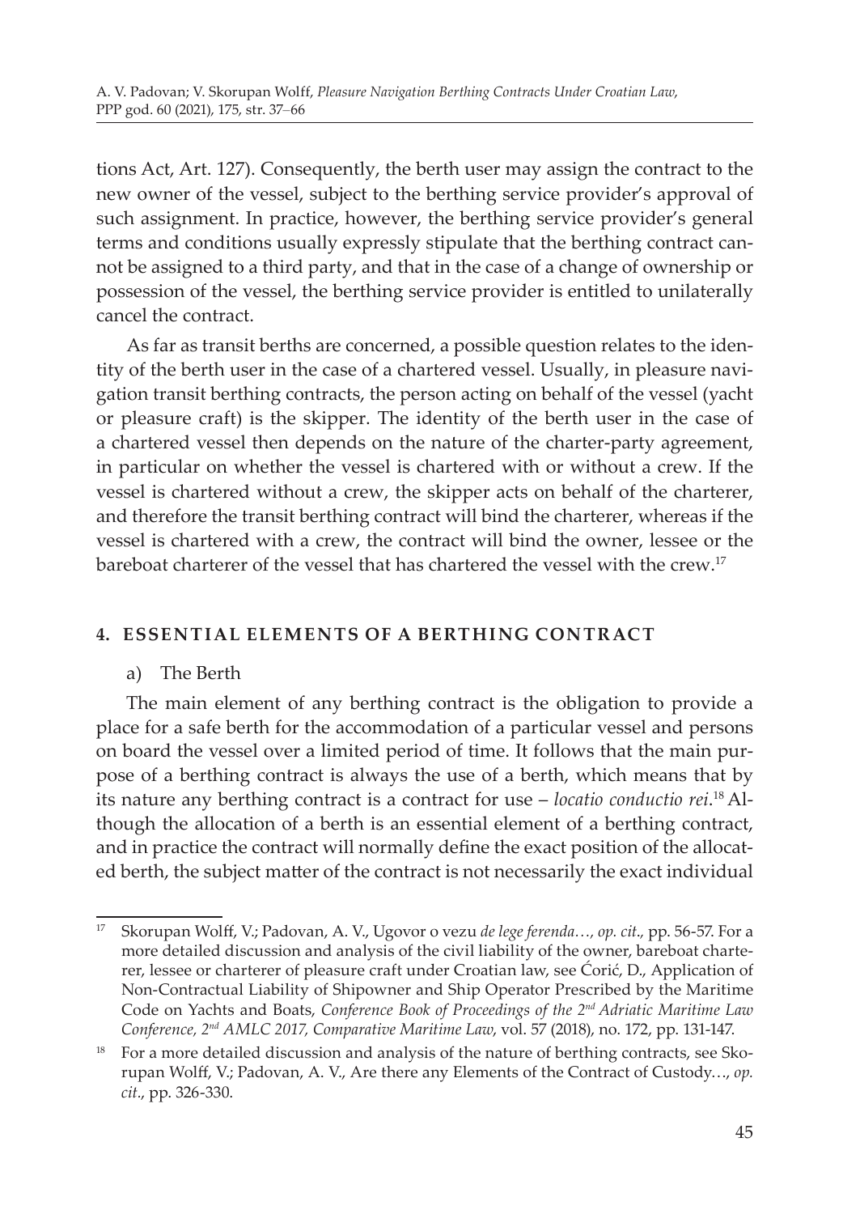tions Act, Art. 127). Consequently, the berth user may assign the contract to the new owner of the vessel, subject to the berthing service provider's approval of such assignment. In practice, however, the berthing service provider's general terms and conditions usually expressly stipulate that the berthing contract cannot be assigned to a third party, and that in the case of a change of ownership or possession of the vessel, the berthing service provider is entitled to unilaterally cancel the contract.

As far as transit berths are concerned, a possible question relates to the identity of the berth user in the case of a chartered vessel. Usually, in pleasure navigation transit berthing contracts, the person acting on behalf of the vessel (yacht or pleasure craft) is the skipper. The identity of the berth user in the case of a chartered vessel then depends on the nature of the charter-party agreement, in particular on whether the vessel is chartered with or without a crew. If the vessel is chartered without a crew, the skipper acts on behalf of the charterer, and therefore the transit berthing contract will bind the charterer, whereas if the vessel is chartered with a crew, the contract will bind the owner, lessee or the bareboat charterer of the vessel that has chartered the vessel with the crew.[17]

## 4. ESSENTIAL ELEMENTS OF A BERTHING CONTRACT

### a) The Berth

The main element of any berthing contract is the obligation to provide a place for a safe berth for the accommodation of a particular vessel and persons on board the vessel over a limited period of time. It follows that the main purpose of a berthing contract is always the use of a berth, which means that by its nature any berthing contract is a contract for use – *locatio conductio rei*.[18] Although the allocation of a berth is an essential element of a berthing contract, and in practice the contract will normally define the exact position of the allocated berth, the subject matter of the contract is not necessarily the exact individual

---

[17] Skorupan Wolff, V.; Padovan, A. V., Ugovor o vezu *de lege ferenda…*, *op. cit.*, pp. 56-57. For a more detailed discussion and analysis of the civil liability of the owner, bareboat charterer, lessee or charterer of pleasure craft under Croatian law, see Ćorić, D., Application of Non-Contractual Liability of Shipowner and Ship Operator Prescribed by the Maritime Code on Yachts and Boats, *Conference Book of Proceedings of the 2nd Adriatic Maritime Law Conference, 2nd AMLC 2017, Comparative Maritime Law*, vol. 57 (2018), no. 172, pp. 131-147.

[18] For a more detailed discussion and analysis of the nature of berthing contracts, see Skorupan Wolff, V.; Padovan, A. V., Are there any Elements of the Contract of Custody…, *op. cit.*, pp. 326-330.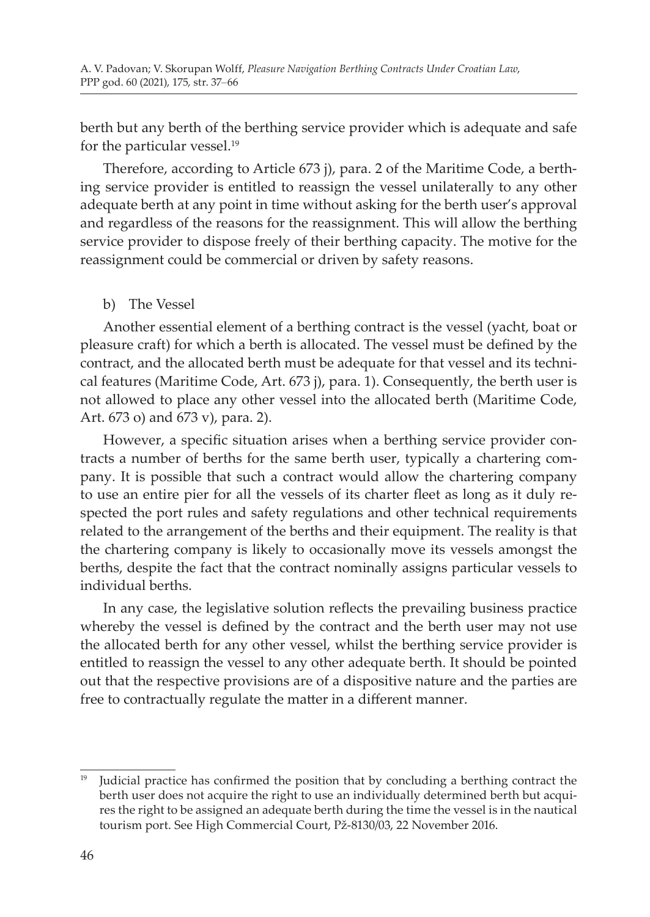berth but any berth of the berthing service provider which is adequate and safe for the particular vessel.[19]

Therefore, according to Article 673 j), para. 2 of the Maritime Code, a berthing service provider is entitled to reassign the vessel unilaterally to any other adequate berth at any point in time without asking for the berth user's approval and regardless of the reasons for the reassignment. This will allow the berthing service provider to dispose freely of their berthing capacity. The motive for the reassignment could be commercial or driven by safety reasons.

b) The Vessel

Another essential element of a berthing contract is the vessel (yacht, boat or pleasure craft) for which a berth is allocated. The vessel must be defined by the contract, and the allocated berth must be adequate for that vessel and its technical features (Maritime Code, Art. 673 j), para. 1). Consequently, the berth user is not allowed to place any other vessel into the allocated berth (Maritime Code, Art. 673 o) and 673 v), para. 2).

However, a specific situation arises when a berthing service provider contracts a number of berths for the same berth user, typically a chartering company. It is possible that such a contract would allow the chartering company to use an entire pier for all the vessels of its charter fleet as long as it duly respected the port rules and safety regulations and other technical requirements related to the arrangement of the berths and their equipment. The reality is that the chartering company is likely to occasionally move its vessels amongst the berths, despite the fact that the contract nominally assigns particular vessels to individual berths.

In any case, the legislative solution reflects the prevailing business practice whereby the vessel is defined by the contract and the berth user may not use the allocated berth for any other vessel, whilst the berthing service provider is entitled to reassign the vessel to any other adequate berth. It should be pointed out that the respective provisions are of a dispositive nature and the parties are free to contractually regulate the matter in a different manner.

---

[19] Judicial practice has confirmed the position that by concluding a berthing contract the berth user does not acquire the right to use an individually determined berth but acquires the right to be assigned an adequate berth during the time the vessel is in the nautical tourism port. See High Commercial Court, Pž-8130/03, 22 November 2016.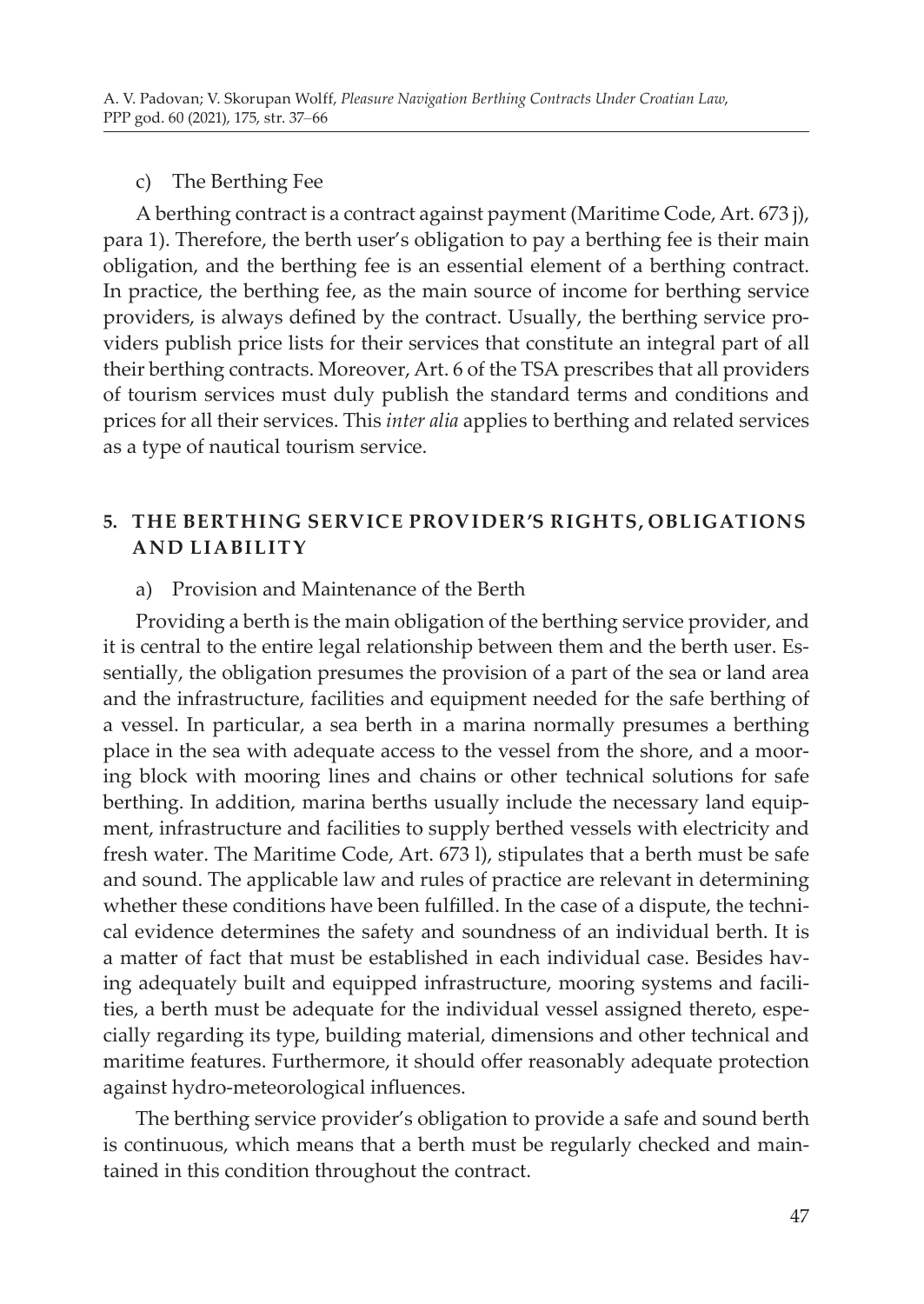c) The Berthing Fee

A berthing contract is a contract against payment (Maritime Code, Art. 673 j), para 1). Therefore, the berth user's obligation to pay a berthing fee is their main obligation, and the berthing fee is an essential element of a berthing contract. In practice, the berthing fee, as the main source of income for berthing service providers, is always defined by the contract. Usually, the berthing service providers publish price lists for their services that constitute an integral part of all their berthing contracts. Moreover, Art. 6 of the TSA prescribes that all providers of tourism services must duly publish the standard terms and conditions and prices for all their services. This *inter alia* applies to berthing and related services as a type of nautical tourism service.

## 5. THE BERTHING SERVICE PROVIDER'S RIGHTS, OBLIGATIONS AND LIABILITY

a) Provision and Maintenance of the Berth

Providing a berth is the main obligation of the berthing service provider, and it is central to the entire legal relationship between them and the berth user. Essentially, the obligation presumes the provision of a part of the sea or land area and the infrastructure, facilities and equipment needed for the safe berthing of a vessel. In particular, a sea berth in a marina normally presumes a berthing place in the sea with adequate access to the vessel from the shore, and a mooring block with mooring lines and chains or other technical solutions for safe berthing. In addition, marina berths usually include the necessary land equipment, infrastructure and facilities to supply berthed vessels with electricity and fresh water. The Maritime Code, Art. 673 l), stipulates that a berth must be safe and sound. The applicable law and rules of practice are relevant in determining whether these conditions have been fulfilled. In the case of a dispute, the technical evidence determines the safety and soundness of an individual berth. It is a matter of fact that must be established in each individual case. Besides having adequately built and equipped infrastructure, mooring systems and facilities, a berth must be adequate for the individual vessel assigned thereto, especially regarding its type, building material, dimensions and other technical and maritime features. Furthermore, it should offer reasonably adequate protection against hydro-meteorological influences.

The berthing service provider's obligation to provide a safe and sound berth is continuous, which means that a berth must be regularly checked and maintained in this condition throughout the contract.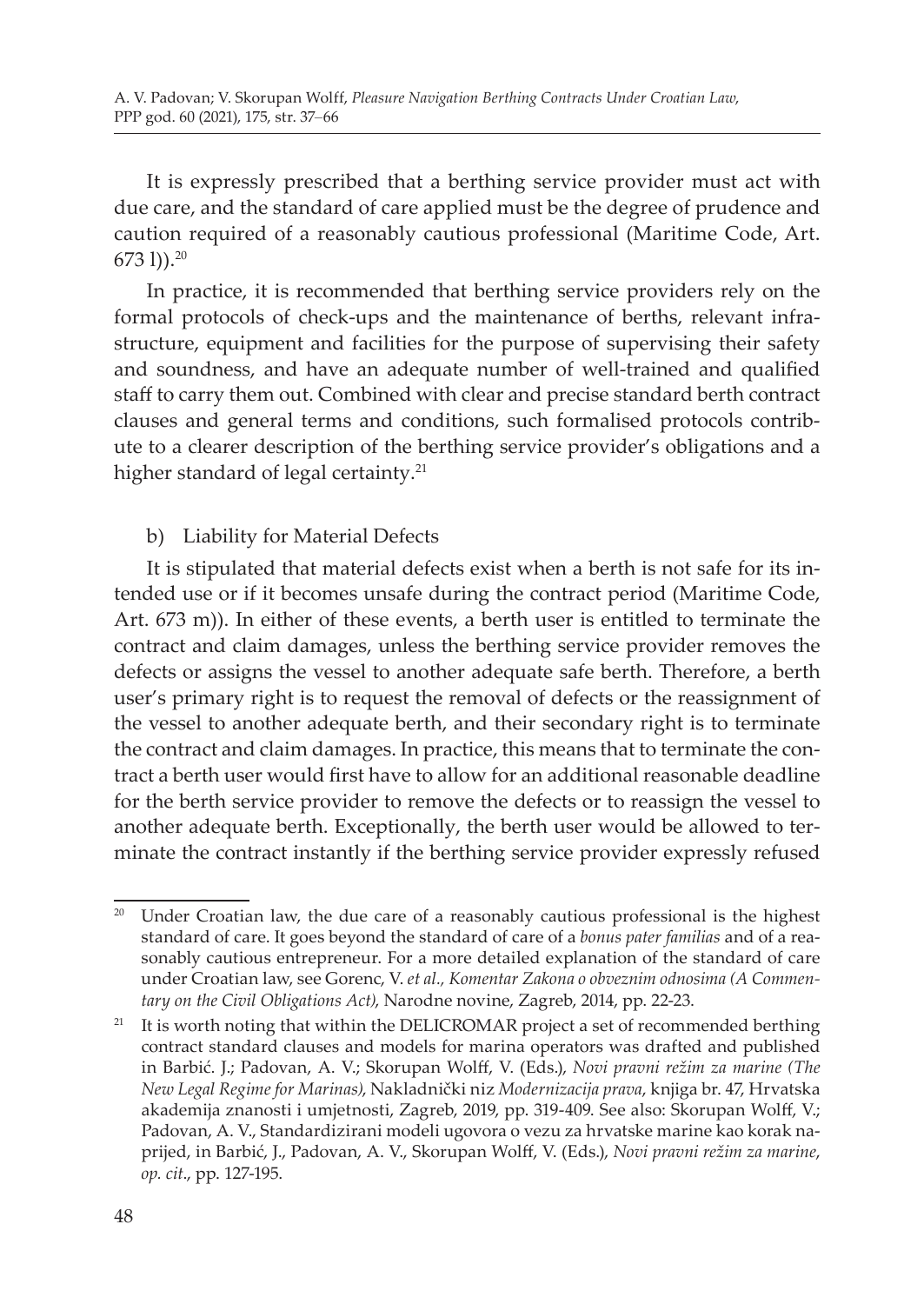It is expressly prescribed that a berthing service provider must act with due care, and the standard of care applied must be the degree of prudence and caution required of a reasonably cautious professional (Maritime Code, Art. 673 l)).[20]

In practice, it is recommended that berthing service providers rely on the formal protocols of check-ups and the maintenance of berths, relevant infrastructure, equipment and facilities for the purpose of supervising their safety and soundness, and have an adequate number of well-trained and qualified staff to carry them out. Combined with clear and precise standard berth contract clauses and general terms and conditions, such formalised protocols contribute to a clearer description of the berthing service provider's obligations and a higher standard of legal certainty.[21]

### b) Liability for Material Defects

It is stipulated that material defects exist when a berth is not safe for its intended use or if it becomes unsafe during the contract period (Maritime Code, Art. 673 m)). In either of these events, a berth user is entitled to terminate the contract and claim damages, unless the berthing service provider removes the defects or assigns the vessel to another adequate safe berth. Therefore, a berth user's primary right is to request the removal of defects or the reassignment of the vessel to another adequate berth, and their secondary right is to terminate the contract and claim damages. In practice, this means that to terminate the contract a berth user would first have to allow for an additional reasonable deadline for the berth service provider to remove the defects or to reassign the vessel to another adequate berth. Exceptionally, the berth user would be allowed to terminate the contract instantly if the berthing service provider expressly refused

---

[20] Under Croatian law, the due care of a reasonably cautious professional is the highest standard of care. It goes beyond the standard of care of a *bonus pater familias* and of a reasonably cautious entrepreneur. For a more detailed explanation of the standard of care under Croatian law, see Gorenc, V. *et al.*, *Komentar Zakona o obveznim odnosima (A Commentary on the Civil Obligations Act)*, Narodne novine, Zagreb, 2014, pp. 22-23.

[21] It is worth noting that within the DELICROMAR project a set of recommended berthing contract standard clauses and models for marina operators was drafted and published in Barbić. J.; Padovan, A. V.; Skorupan Wolff, V. (Eds.), *Novi pravni režim za marine (The New Legal Regime for Marinas)*, Nakladnički niz *Modernizacija prava*, knjiga br. 47, Hrvatska akademija znanosti i umjetnosti, Zagreb, 2019, pp. 319-409. See also: Skorupan Wolff, V.; Padovan, A. V., Standardizirani modeli ugovora o vezu za hrvatske marine kao korak naprijed, in Barbić, J., Padovan, A. V., Skorupan Wolff, V. (Eds.), *Novi pravni režim za marine*, *op. cit*., pp. 127-195.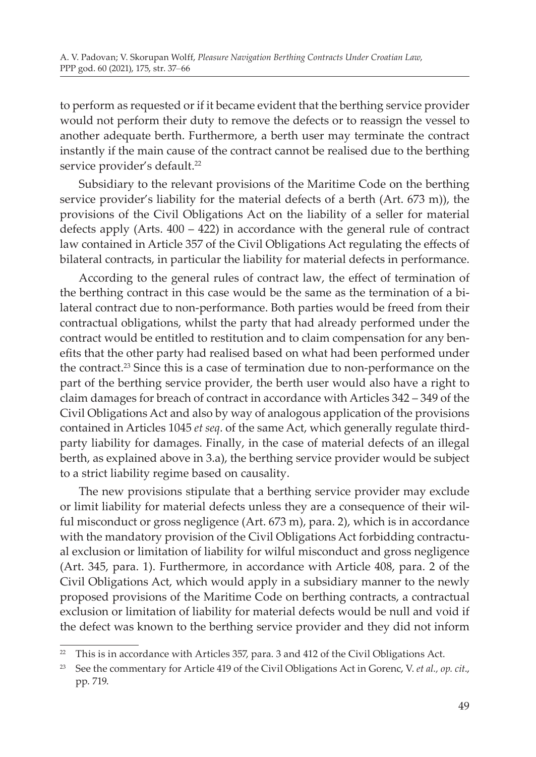to perform as requested or if it became evident that the berthing service provider would not perform their duty to remove the defects or to reassign the vessel to another adequate berth. Furthermore, a berth user may terminate the contract instantly if the main cause of the contract cannot be realised due to the berthing service provider's default.[22]

Subsidiary to the relevant provisions of the Maritime Code on the berthing service provider's liability for the material defects of a berth (Art. 673 m)), the provisions of the Civil Obligations Act on the liability of a seller for material defects apply (Arts. 400 – 422) in accordance with the general rule of contract law contained in Article 357 of the Civil Obligations Act regulating the effects of bilateral contracts, in particular the liability for material defects in performance.

According to the general rules of contract law, the effect of termination of the berthing contract in this case would be the same as the termination of a bilateral contract due to non-performance. Both parties would be freed from their contractual obligations, whilst the party that had already performed under the contract would be entitled to restitution and to claim compensation for any benefits that the other party had realised based on what had been performed under the contract.[23] Since this is a case of termination due to non-performance on the part of the berthing service provider, the berth user would also have a right to claim damages for breach of contract in accordance with Articles 342 – 349 of the Civil Obligations Act and also by way of analogous application of the provisions contained in Articles 1045 *et seq*. of the same Act, which generally regulate third-party liability for damages. Finally, in the case of material defects of an illegal berth, as explained above in 3.a), the berthing service provider would be subject to a strict liability regime based on causality.

The new provisions stipulate that a berthing service provider may exclude or limit liability for material defects unless they are a consequence of their wilful misconduct or gross negligence (Art. 673 m), para. 2), which is in accordance with the mandatory provision of the Civil Obligations Act forbidding contractual exclusion or limitation of liability for wilful misconduct and gross negligence (Art. 345, para. 1). Furthermore, in accordance with Article 408, para. 2 of the Civil Obligations Act, which would apply in a subsidiary manner to the newly proposed provisions of the Maritime Code on berthing contracts, a contractual exclusion or limitation of liability for material defects would be null and void if the defect was known to the berthing service provider and they did not inform

---

[22] This is in accordance with Articles 357, para. 3 and 412 of the Civil Obligations Act.

[23] See the commentary for Article 419 of the Civil Obligations Act in Gorenc, V. *et al.*, *op. cit*., pp. 719.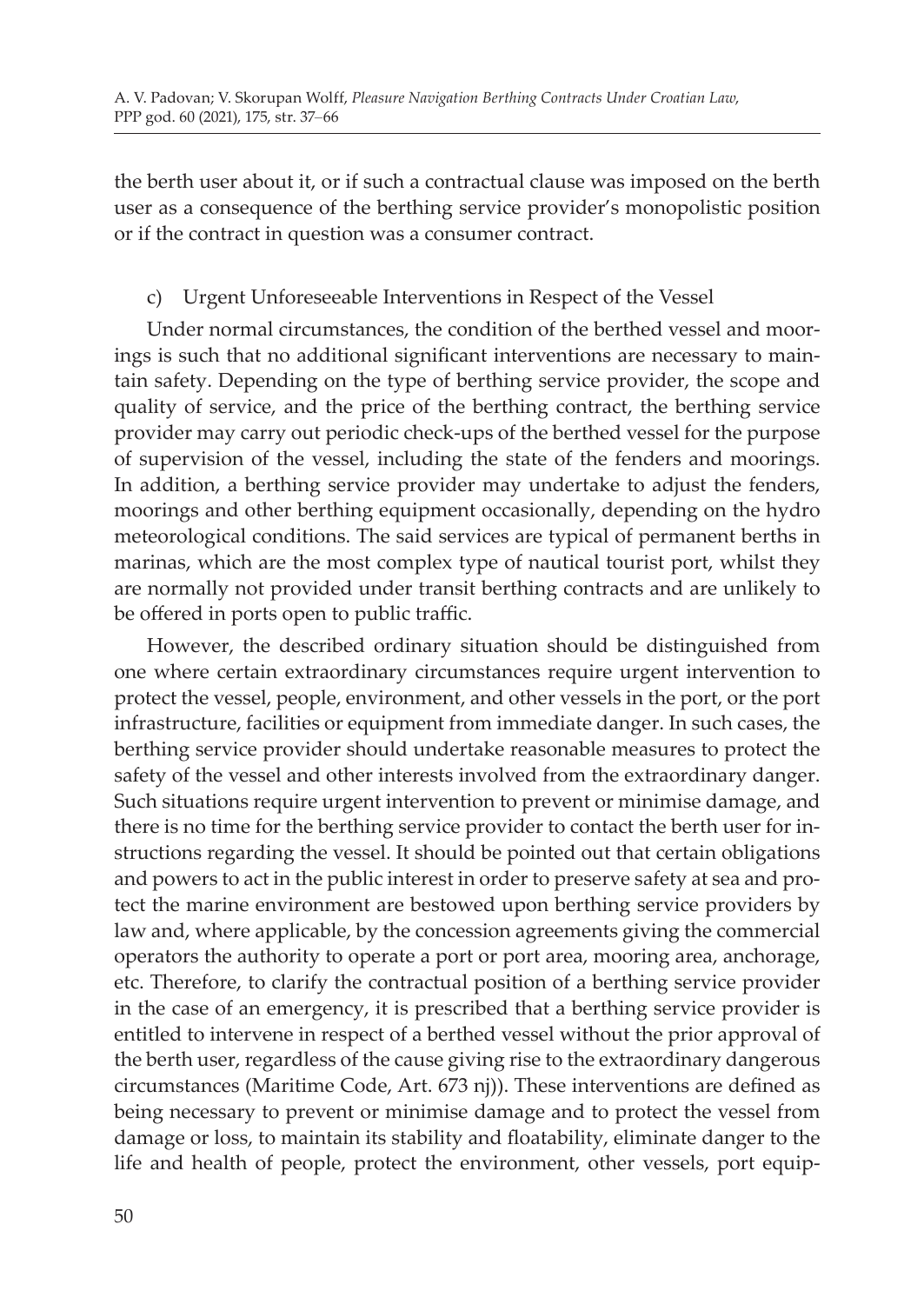the berth user about it, or if such a contractual clause was imposed on the berth user as a consequence of the berthing service provider's monopolistic position or if the contract in question was a consumer contract.

### c) Urgent Unforeseeable Interventions in Respect of the Vessel

Under normal circumstances, the condition of the berthed vessel and moorings is such that no additional significant interventions are necessary to maintain safety. Depending on the type of berthing service provider, the scope and quality of service, and the price of the berthing contract, the berthing service provider may carry out periodic check-ups of the berthed vessel for the purpose of supervision of the vessel, including the state of the fenders and moorings. In addition, a berthing service provider may undertake to adjust the fenders, moorings and other berthing equipment occasionally, depending on the hydro meteorological conditions. The said services are typical of permanent berths in marinas, which are the most complex type of nautical tourist port, whilst they are normally not provided under transit berthing contracts and are unlikely to be offered in ports open to public traffic.

However, the described ordinary situation should be distinguished from one where certain extraordinary circumstances require urgent intervention to protect the vessel, people, environment, and other vessels in the port, or the port infrastructure, facilities or equipment from immediate danger. In such cases, the berthing service provider should undertake reasonable measures to protect the safety of the vessel and other interests involved from the extraordinary danger. Such situations require urgent intervention to prevent or minimise damage, and there is no time for the berthing service provider to contact the berth user for instructions regarding the vessel. It should be pointed out that certain obligations and powers to act in the public interest in order to preserve safety at sea and protect the marine environment are bestowed upon berthing service providers by law and, where applicable, by the concession agreements giving the commercial operators the authority to operate a port or port area, mooring area, anchorage, etc. Therefore, to clarify the contractual position of a berthing service provider in the case of an emergency, it is prescribed that a berthing service provider is entitled to intervene in respect of a berthed vessel without the prior approval of the berth user, regardless of the cause giving rise to the extraordinary dangerous circumstances (Maritime Code, Art. 673 nj)). These interventions are defined as being necessary to prevent or minimise damage and to protect the vessel from damage or loss, to maintain its stability and floatability, eliminate danger to the life and health of people, protect the environment, other vessels, port equip-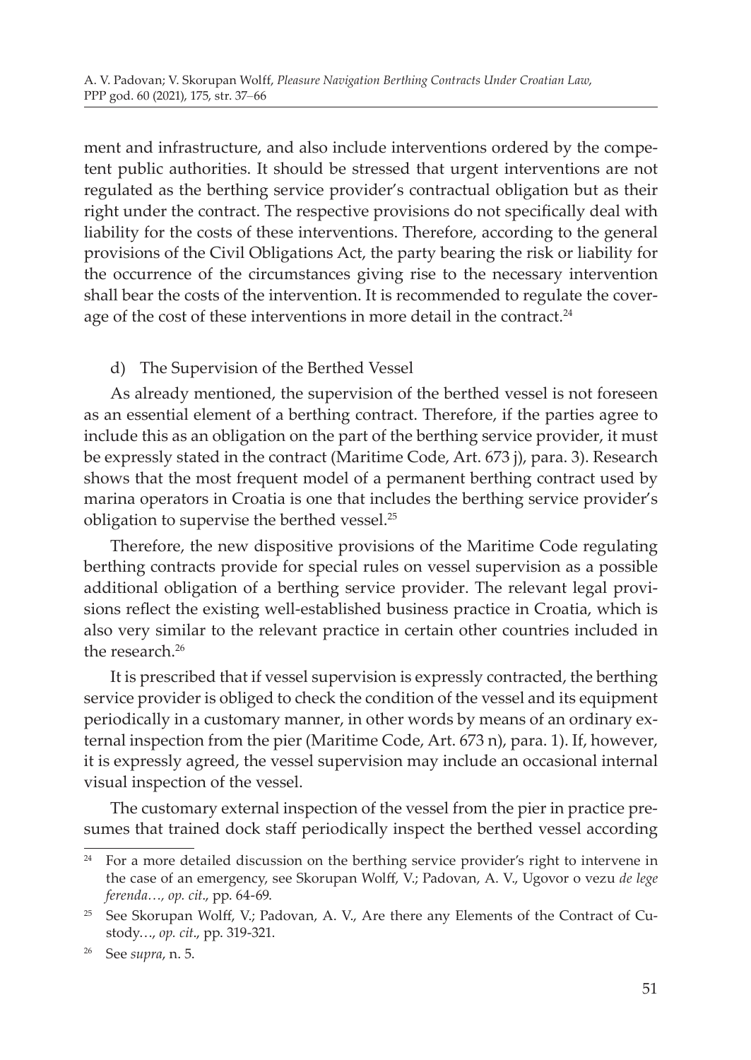ment and infrastructure, and also include interventions ordered by the competent public authorities. It should be stressed that urgent interventions are not regulated as the berthing service provider's contractual obligation but as their right under the contract. The respective provisions do not specifically deal with liability for the costs of these interventions. Therefore, according to the general provisions of the Civil Obligations Act, the party bearing the risk or liability for the occurrence of the circumstances giving rise to the necessary intervention shall bear the costs of the intervention. It is recommended to regulate the coverage of the cost of these interventions in more detail in the contract.[24]

d) The Supervision of the Berthed Vessel

As already mentioned, the supervision of the berthed vessel is not foreseen as an essential element of a berthing contract. Therefore, if the parties agree to include this as an obligation on the part of the berthing service provider, it must be expressly stated in the contract (Maritime Code, Art. 673 j), para. 3). Research shows that the most frequent model of a permanent berthing contract used by marina operators in Croatia is one that includes the berthing service provider's obligation to supervise the berthed vessel.[25]

Therefore, the new dispositive provisions of the Maritime Code regulating berthing contracts provide for special rules on vessel supervision as a possible additional obligation of a berthing service provider. The relevant legal provisions reflect the existing well-established business practice in Croatia, which is also very similar to the relevant practice in certain other countries included in the research.[26]

It is prescribed that if vessel supervision is expressly contracted, the berthing service provider is obliged to check the condition of the vessel and its equipment periodically in a customary manner, in other words by means of an ordinary external inspection from the pier (Maritime Code, Art. 673 n), para. 1). If, however, it is expressly agreed, the vessel supervision may include an occasional internal visual inspection of the vessel.

The customary external inspection of the vessel from the pier in practice presumes that trained dock staff periodically inspect the berthed vessel according

---

[24] For a more detailed discussion on the berthing service provider's right to intervene in the case of an emergency, see Skorupan Wolff, V.; Padovan, A. V., Ugovor o vezu *de lege ferenda…, op. cit*., pp. 64-69.

[25] See Skorupan Wolff, V.; Padovan, A. V., Are there any Elements of the Contract of Custody…, *op. cit*., pp. 319-321.

[26] See *supra*, n. 5.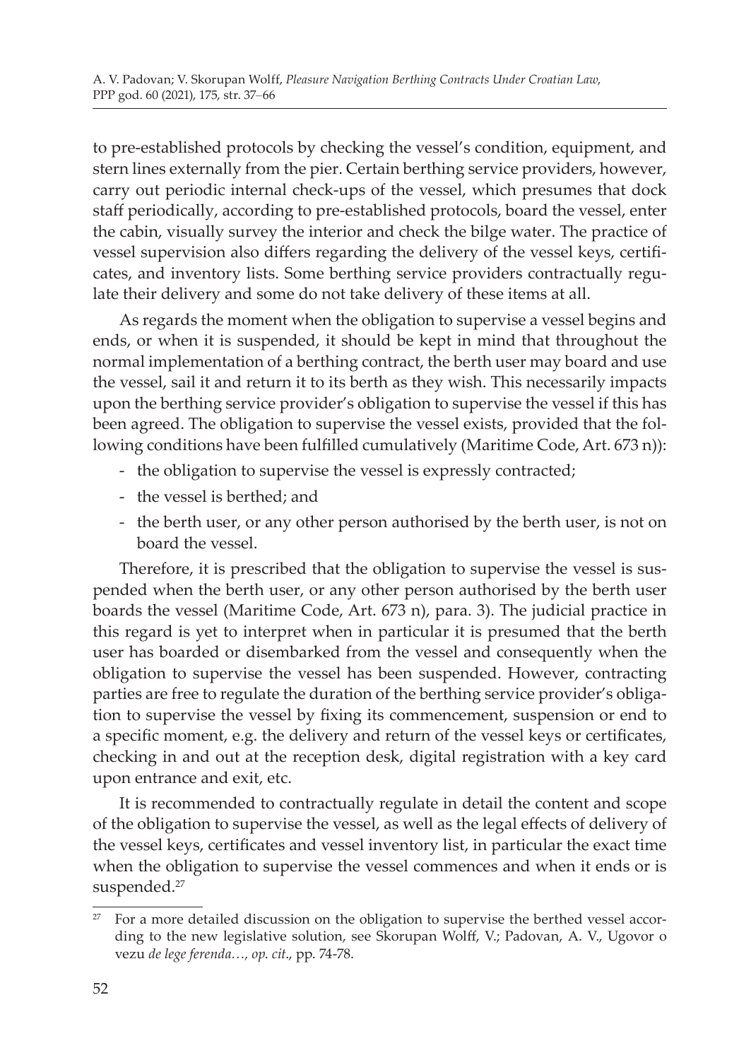to pre-established protocols by checking the vessel's condition, equipment, and stern lines externally from the pier. Certain berthing service providers, however, carry out periodic internal check-ups of the vessel, which presumes that dock staff periodically, according to pre-established protocols, board the vessel, enter the cabin, visually survey the interior and check the bilge water. The practice of vessel supervision also differs regarding the delivery of the vessel keys, certificates, and inventory lists. Some berthing service providers contractually regulate their delivery and some do not take delivery of these items at all.

As regards the moment when the obligation to supervise a vessel begins and ends, or when it is suspended, it should be kept in mind that throughout the normal implementation of a berthing contract, the berth user may board and use the vessel, sail it and return it to its berth as they wish. This necessarily impacts upon the berthing service provider's obligation to supervise the vessel if this has been agreed. The obligation to supervise the vessel exists, provided that the following conditions have been fulfilled cumulatively (Maritime Code, Art. 673 n)):

- the obligation to supervise the vessel is expressly contracted;
- the vessel is berthed; and
- the berth user, or any other person authorised by the berth user, is not on board the vessel.

Therefore, it is prescribed that the obligation to supervise the vessel is suspended when the berth user, or any other person authorised by the berth user boards the vessel (Maritime Code, Art. 673 n), para. 3). The judicial practice in this regard is yet to interpret when in particular it is presumed that the berth user has boarded or disembarked from the vessel and consequently when the obligation to supervise the vessel has been suspended. However, contracting parties are free to regulate the duration of the berthing service provider's obligation to supervise the vessel by fixing its commencement, suspension or end to a specific moment, e.g. the delivery and return of the vessel keys or certificates, checking in and out at the reception desk, digital registration with a key card upon entrance and exit, etc.

It is recommended to contractually regulate in detail the content and scope of the obligation to supervise the vessel, as well as the legal effects of delivery of the vessel keys, certificates and vessel inventory list, in particular the exact time when the obligation to supervise the vessel commences and when it ends or is suspended.[27]

---

[27] For a more detailed discussion on the obligation to supervise the berthed vessel according to the new legislative solution, see Skorupan Wolff, V.; Padovan, A. V., Ugovor o vezu *de lege ferenda…, op. cit*., pp. 74-78.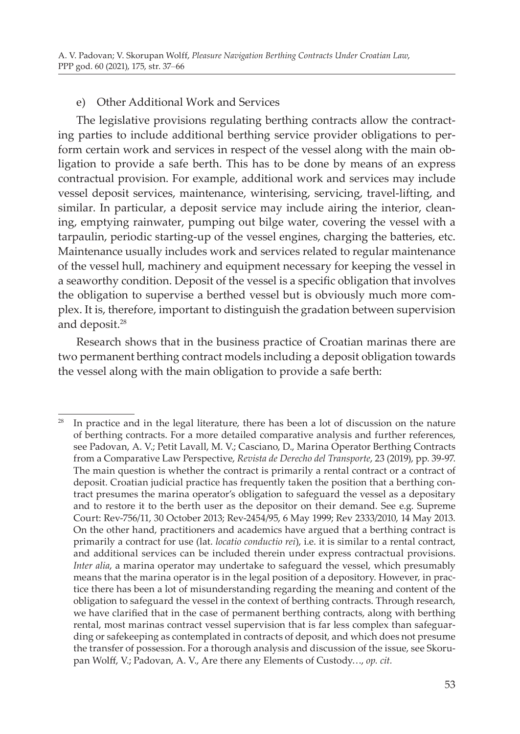e) Other Additional Work and Services

The legislative provisions regulating berthing contracts allow the contracting parties to include additional berthing service provider obligations to perform certain work and services in respect of the vessel along with the main obligation to provide a safe berth. This has to be done by means of an express contractual provision. For example, additional work and services may include vessel deposit services, maintenance, winterising, servicing, travel-lifting, and similar. In particular, a deposit service may include airing the interior, cleaning, emptying rainwater, pumping out bilge water, covering the vessel with a tarpaulin, periodic starting-up of the vessel engines, charging the batteries, etc. Maintenance usually includes work and services related to regular maintenance of the vessel hull, machinery and equipment necessary for keeping the vessel in a seaworthy condition. Deposit of the vessel is a specific obligation that involves the obligation to supervise a berthed vessel but is obviously much more complex. It is, therefore, important to distinguish the gradation between supervision and deposit.[28]

Research shows that in the business practice of Croatian marinas there are two permanent berthing contract models including a deposit obligation towards the vessel along with the main obligation to provide a safe berth:

---

[28] In practice and in the legal literature, there has been a lot of discussion on the nature of berthing contracts. For a more detailed comparative analysis and further references, see Padovan, A. V.; Petit Lavall, M. V.; Casciano, D., Marina Operator Berthing Contracts from a Comparative Law Perspective, *Revista de Derecho del Transporte*, 23 (2019), pp. 39-97. The main question is whether the contract is primarily a rental contract or a contract of deposit. Croatian judicial practice has frequently taken the position that a berthing contract presumes the marina operator's obligation to safeguard the vessel as a depositary and to restore it to the berth user as the depositor on their demand. See e.g. Supreme Court: Rev-756/11, 30 October 2013; Rev-2454/95, 6 May 1999; Rev 2333/2010, 14 May 2013. On the other hand, practitioners and academics have argued that a berthing contract is primarily a contract for use (lat. *locatio conductio rei*), i.e. it is similar to a rental contract, and additional services can be included therein under express contractual provisions. *Inter alia*, a marina operator may undertake to safeguard the vessel, which presumably means that the marina operator is in the legal position of a depository. However, in practice there has been a lot of misunderstanding regarding the meaning and content of the obligation to safeguard the vessel in the context of berthing contracts. Through research, we have clarified that in the case of permanent berthing contracts, along with berthing rental, most marinas contract vessel supervision that is far less complex than safeguarding or safekeeping as contemplated in contracts of deposit, and which does not presume the transfer of possession. For a thorough analysis and discussion of the issue, see Skorupan Wolff, V.; Padovan, A. V., Are there any Elements of Custody…, *op. cit.*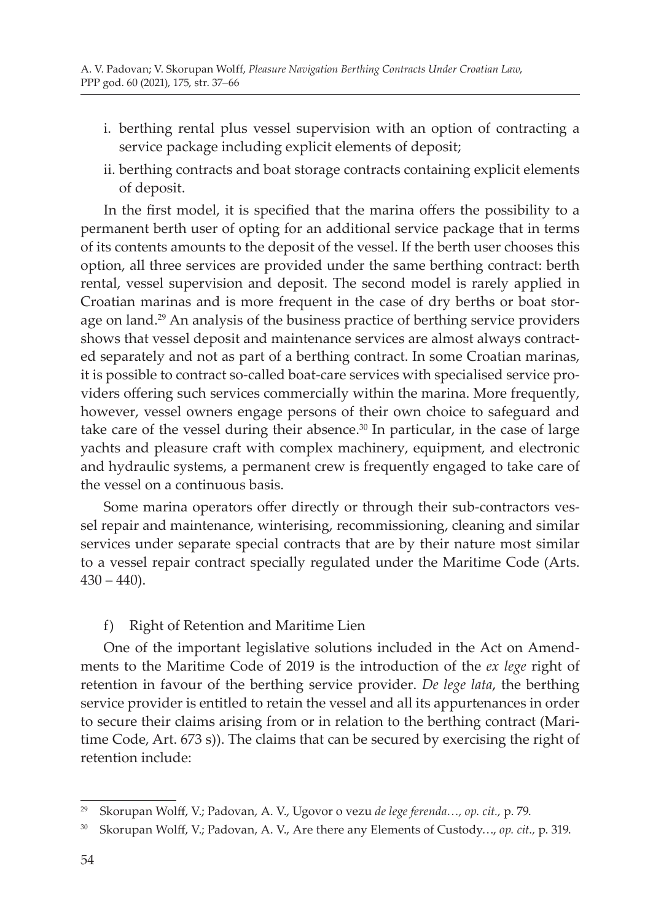i. berthing rental plus vessel supervision with an option of contracting a service package including explicit elements of deposit;

ii. berthing contracts and boat storage contracts containing explicit elements of deposit.

In the first model, it is specified that the marina offers the possibility to a permanent berth user of opting for an additional service package that in terms of its contents amounts to the deposit of the vessel. If the berth user chooses this option, all three services are provided under the same berthing contract: berth rental, vessel supervision and deposit. The second model is rarely applied in Croatian marinas and is more frequent in the case of dry berths or boat storage on land.[29] An analysis of the business practice of berthing service providers shows that vessel deposit and maintenance services are almost always contracted separately and not as part of a berthing contract. In some Croatian marinas, it is possible to contract so-called boat-care services with specialised service providers offering such services commercially within the marina. More frequently, however, vessel owners engage persons of their own choice to safeguard and take care of the vessel during their absence.[30] In particular, in the case of large yachts and pleasure craft with complex machinery, equipment, and electronic and hydraulic systems, a permanent crew is frequently engaged to take care of the vessel on a continuous basis.

Some marina operators offer directly or through their sub-contractors vessel repair and maintenance, winterising, recommissioning, cleaning and similar services under separate special contracts that are by their nature most similar to a vessel repair contract specially regulated under the Maritime Code (Arts. 430 – 440).

### f) Right of Retention and Maritime Lien

One of the important legislative solutions included in the Act on Amendments to the Maritime Code of 2019 is the introduction of the *ex lege* right of retention in favour of the berthing service provider. *De lege lata*, the berthing service provider is entitled to retain the vessel and all its appurtenances in order to secure their claims arising from or in relation to the berthing contract (Maritime Code, Art. 673 s)). The claims that can be secured by exercising the right of retention include:

---

[29] Skorupan Wolff, V.; Padovan, A. V., Ugovor o vezu *de lege ferenda…, op. cit.,* p. 79.

[30] Skorupan Wolff, V.; Padovan, A. V., Are there any Elements of Custody…, *op. cit.,* p. 319.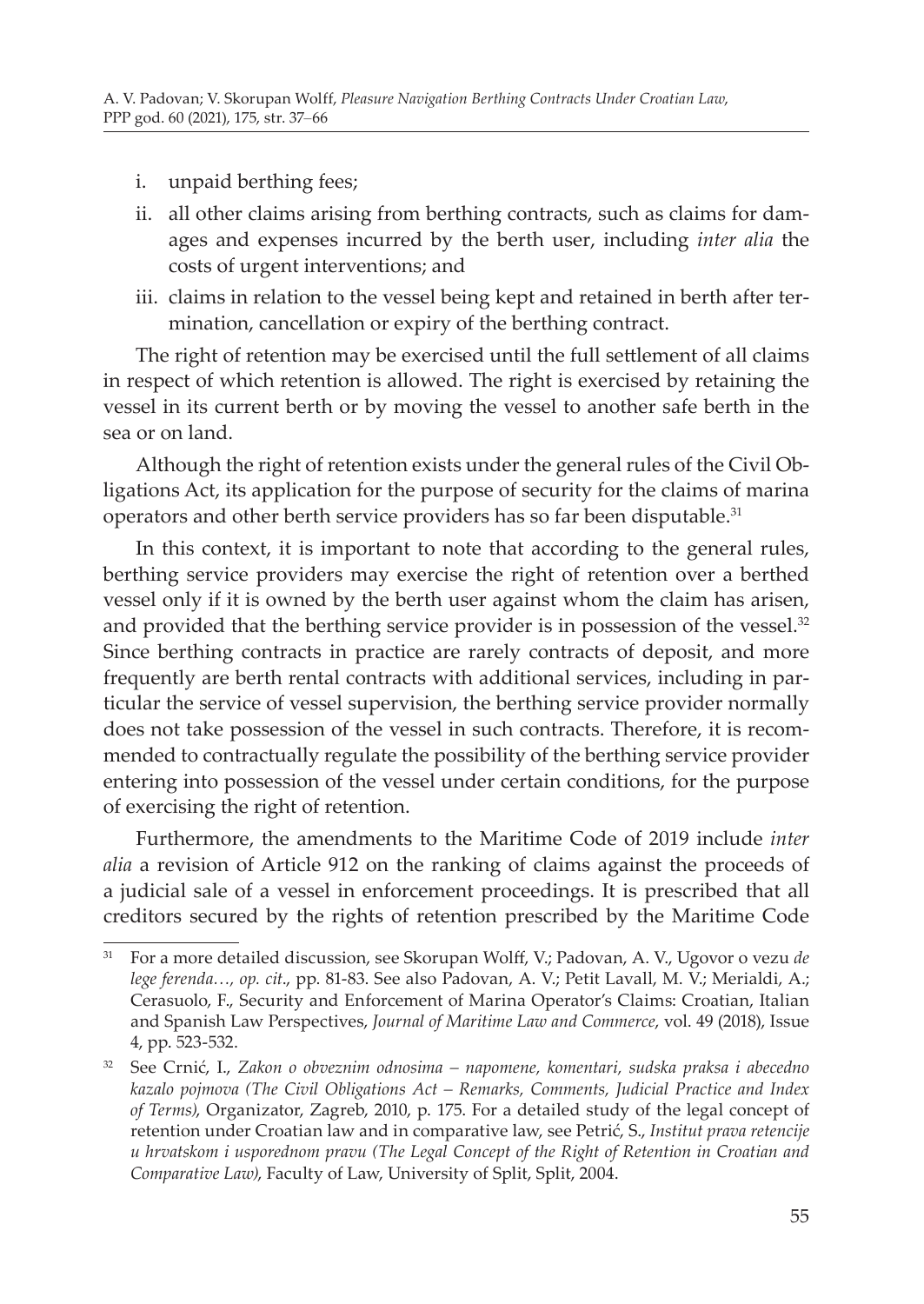i. unpaid berthing fees;
ii. all other claims arising from berthing contracts, such as claims for damages and expenses incurred by the berth user, including *inter alia* the costs of urgent interventions; and
iii. claims in relation to the vessel being kept and retained in berth after termination, cancellation or expiry of the berthing contract.

The right of retention may be exercised until the full settlement of all claims in respect of which retention is allowed. The right is exercised by retaining the vessel in its current berth or by moving the vessel to another safe berth in the sea or on land.

Although the right of retention exists under the general rules of the Civil Obligations Act, its application for the purpose of security for the claims of marina operators and other berth service providers has so far been disputable.[31]

In this context, it is important to note that according to the general rules, berthing service providers may exercise the right of retention over a berthed vessel only if it is owned by the berth user against whom the claim has arisen, and provided that the berthing service provider is in possession of the vessel.[32] Since berthing contracts in practice are rarely contracts of deposit, and more frequently are berth rental contracts with additional services, including in particular the service of vessel supervision, the berthing service provider normally does not take possession of the vessel in such contracts. Therefore, it is recommended to contractually regulate the possibility of the berthing service provider entering into possession of the vessel under certain conditions, for the purpose of exercising the right of retention.

Furthermore, the amendments to the Maritime Code of 2019 include *inter alia* a revision of Article 912 on the ranking of claims against the proceeds of a judicial sale of a vessel in enforcement proceedings. It is prescribed that all creditors secured by the rights of retention prescribed by the Maritime Code

---

[31] For a more detailed discussion, see Skorupan Wolff, V.; Padovan, A. V., Ugovor o vezu *de lege ferenda…, op. cit*., pp. 81-83. See also Padovan, A. V.; Petit Lavall, M. V.; Merialdi, A.; Cerasuolo, F., Security and Enforcement of Marina Operator's Claims: Croatian, Italian and Spanish Law Perspectives, *Journal of Maritime Law and Commerce*, vol. 49 (2018), Issue 4, pp. 523-532.

[32] See Crnić, I., *Zakon o obveznim odnosima – napomene, komentari, sudska praksa i abecedno kazalo pojmova (The Civil Obligations Act – Remarks, Comments, Judicial Practice and Index of Terms)*, Organizator, Zagreb, 2010, p. 175. For a detailed study of the legal concept of retention under Croatian law and in comparative law, see Petrić, S., *Institut prava retencije u hrvatskom i usporednom pravu (The Legal Concept of the Right of Retention in Croatian and Comparative Law)*, Faculty of Law, University of Split, Split, 2004.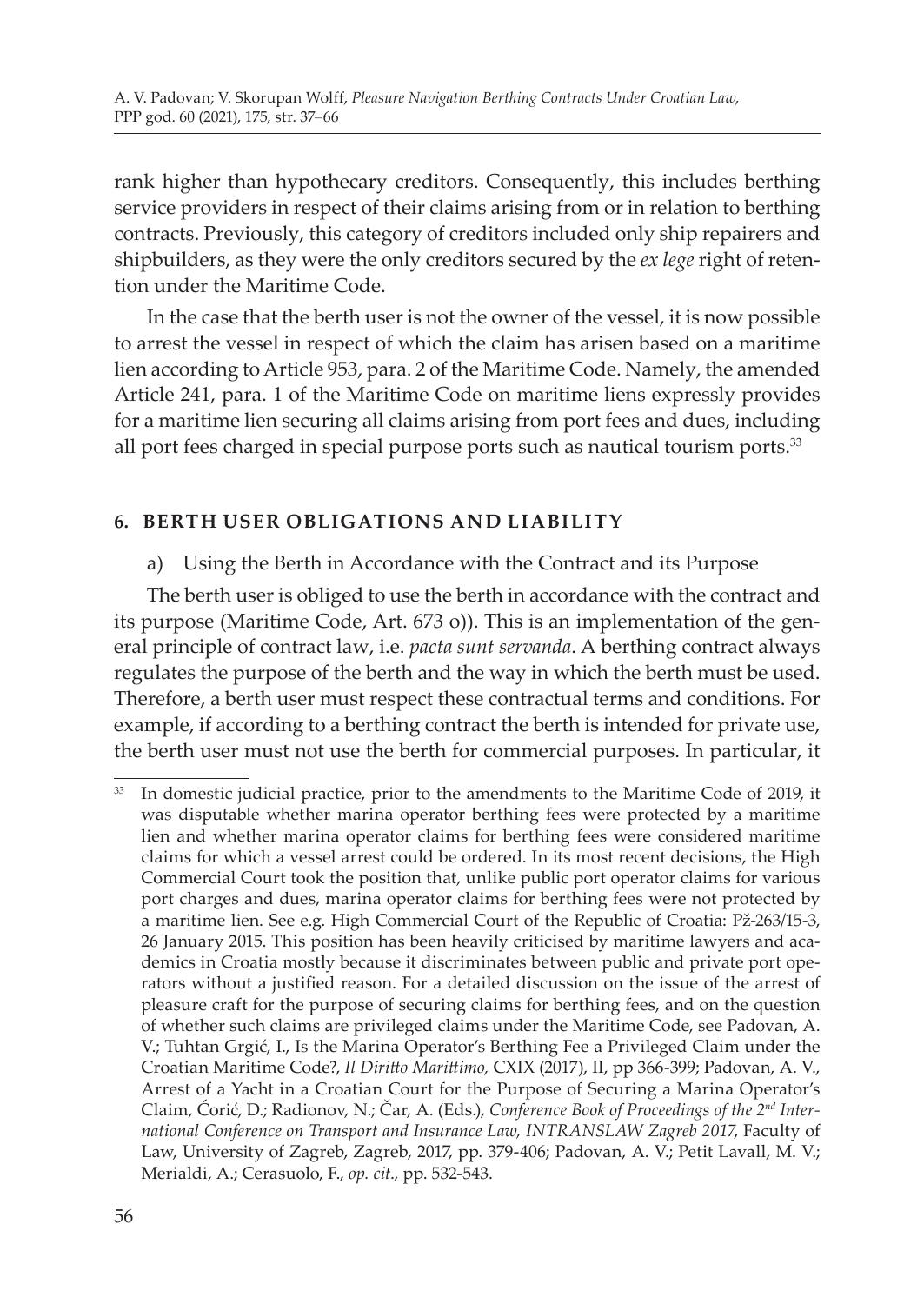rank higher than hypothecary creditors. Consequently, this includes berthing service providers in respect of their claims arising from or in relation to berthing contracts. Previously, this category of creditors included only ship repairers and shipbuilders, as they were the only creditors secured by the *ex lege* right of retention under the Maritime Code.

In the case that the berth user is not the owner of the vessel, it is now possible to arrest the vessel in respect of which the claim has arisen based on a maritime lien according to Article 953, para. 2 of the Maritime Code. Namely, the amended Article 241, para. 1 of the Maritime Code on maritime liens expressly provides for a maritime lien securing all claims arising from port fees and dues, including all port fees charged in special purpose ports such as nautical tourism ports.[33]

## 6. BERTH USER OBLIGATIONS AND LIABILITY

### a) Using the Berth in Accordance with the Contract and its Purpose

The berth user is obliged to use the berth in accordance with the contract and its purpose (Maritime Code, Art. 673 o)). This is an implementation of the general principle of contract law, i.e. *pacta sunt servanda*. A berthing contract always regulates the purpose of the berth and the way in which the berth must be used. Therefore, a berth user must respect these contractual terms and conditions. For example, if according to a berthing contract the berth is intended for private use, the berth user must not use the berth for commercial purposes. In particular, it

---

[33] In domestic judicial practice, prior to the amendments to the Maritime Code of 2019, it was disputable whether marina operator berthing fees were protected by a maritime lien and whether marina operator claims for berthing fees were considered maritime claims for which a vessel arrest could be ordered. In its most recent decisions, the High Commercial Court took the position that, unlike public port operator claims for various port charges and dues, marina operator claims for berthing fees were not protected by a maritime lien. See e.g. High Commercial Court of the Republic of Croatia: Pž-263/15-3, 26 January 2015. This position has been heavily criticised by maritime lawyers and academics in Croatia mostly because it discriminates between public and private port operators without a justified reason. For a detailed discussion on the issue of the arrest of pleasure craft for the purpose of securing claims for berthing fees, and on the question of whether such claims are privileged claims under the Maritime Code, see Padovan, A. V.; Tuhtan Grgić, I., Is the Marina Operator's Berthing Fee a Privileged Claim under the Croatian Maritime Code?, *Il Diritto Marittimo,* CXIX (2017), II, pp 366-399; Padovan, A. V., Arrest of a Yacht in a Croatian Court for the Purpose of Securing a Marina Operator's Claim, Ćorić, D.; Radionov, N.; Čar, A. (Eds.), *Conference Book of Proceedings of the 2nd International Conference on Transport and Insurance Law, INTRANSLAW Zagreb 2017*, Faculty of Law, University of Zagreb, Zagreb, 2017, pp. 379-406; Padovan, A. V.; Petit Lavall, M. V.; Merialdi, A.; Cerasuolo, F., *op. cit*., pp. 532-543.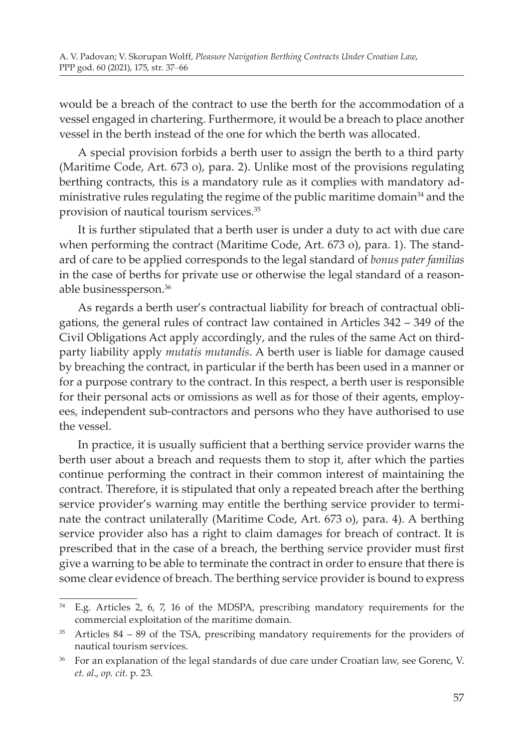would be a breach of the contract to use the berth for the accommodation of a vessel engaged in chartering. Furthermore, it would be a breach to place another vessel in the berth instead of the one for which the berth was allocated.

A special provision forbids a berth user to assign the berth to a third party (Maritime Code, Art. 673 o), para. 2). Unlike most of the provisions regulating berthing contracts, this is a mandatory rule as it complies with mandatory administrative rules regulating the regime of the public maritime domain[34] and the provision of nautical tourism services.[35]

It is further stipulated that a berth user is under a duty to act with due care when performing the contract (Maritime Code, Art. 673 o), para. 1). The standard of care to be applied corresponds to the legal standard of *bonus pater familias* in the case of berths for private use or otherwise the legal standard of a reasonable businessperson.[36]

As regards a berth user's contractual liability for breach of contractual obligations, the general rules of contract law contained in Articles 342 – 349 of the Civil Obligations Act apply accordingly, and the rules of the same Act on third-party liability apply *mutatis mutandis*. A berth user is liable for damage caused by breaching the contract, in particular if the berth has been used in a manner or for a purpose contrary to the contract. In this respect, a berth user is responsible for their personal acts or omissions as well as for those of their agents, employees, independent sub-contractors and persons who they have authorised to use the vessel.

In practice, it is usually sufficient that a berthing service provider warns the berth user about a breach and requests them to stop it, after which the parties continue performing the contract in their common interest of maintaining the contract. Therefore, it is stipulated that only a repeated breach after the berthing service provider's warning may entitle the berthing service provider to terminate the contract unilaterally (Maritime Code, Art. 673 o), para. 4). A berthing service provider also has a right to claim damages for breach of contract. It is prescribed that in the case of a breach, the berthing service provider must first give a warning to be able to terminate the contract in order to ensure that there is some clear evidence of breach. The berthing service provider is bound to express

---

[34] E.g. Articles 2, 6, 7, 16 of the MDSPA, prescribing mandatory requirements for the commercial exploitation of the maritime domain.

[35] Articles 84 – 89 of the TSA, prescribing mandatory requirements for the providers of nautical tourism services.

[36] For an explanation of the legal standards of due care under Croatian law, see Gorenc, V. *et. al*., *op. cit*. p. 23.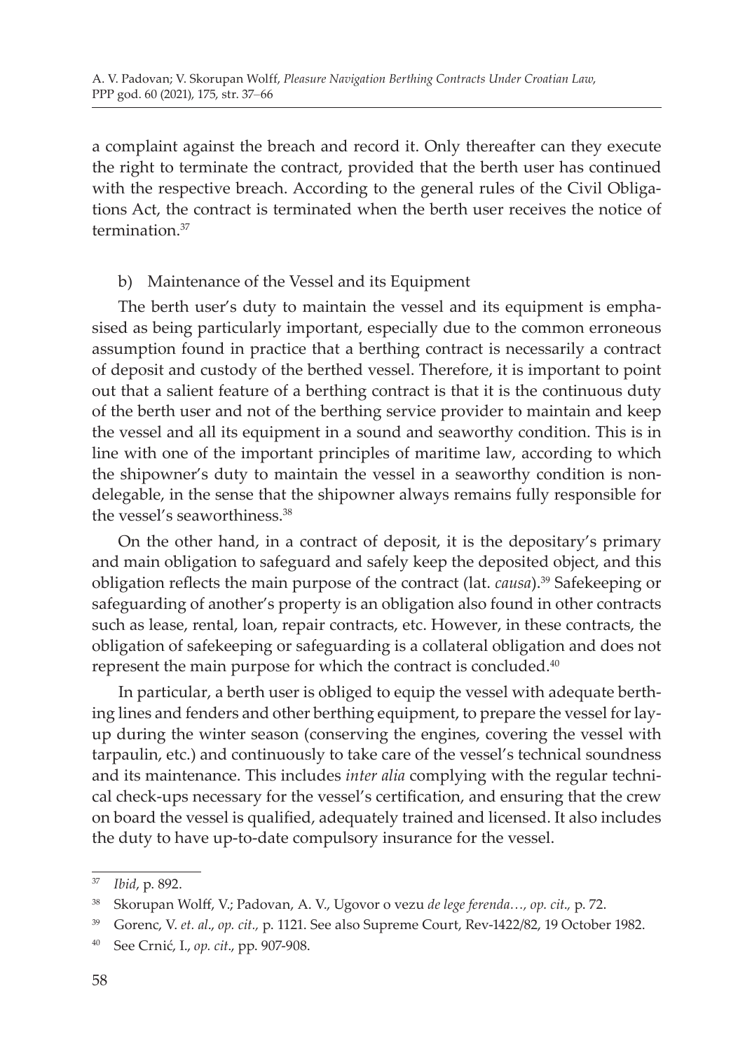a complaint against the breach and record it. Only thereafter can they execute the right to terminate the contract, provided that the berth user has continued with the respective breach. According to the general rules of the Civil Obligations Act, the contract is terminated when the berth user receives the notice of termination.[37]

b) Maintenance of the Vessel and its Equipment

The berth user's duty to maintain the vessel and its equipment is emphasised as being particularly important, especially due to the common erroneous assumption found in practice that a berthing contract is necessarily a contract of deposit and custody of the berthed vessel. Therefore, it is important to point out that a salient feature of a berthing contract is that it is the continuous duty of the berth user and not of the berthing service provider to maintain and keep the vessel and all its equipment in a sound and seaworthy condition. This is in line with one of the important principles of maritime law, according to which the shipowner's duty to maintain the vessel in a seaworthy condition is non-delegable, in the sense that the shipowner always remains fully responsible for the vessel's seaworthiness.[38]

On the other hand, in a contract of deposit, it is the depositary's primary and main obligation to safeguard and safely keep the deposited object, and this obligation reflects the main purpose of the contract (lat. *causa*).[39] Safekeeping or safeguarding of another's property is an obligation also found in other contracts such as lease, rental, loan, repair contracts, etc. However, in these contracts, the obligation of safekeeping or safeguarding is a collateral obligation and does not represent the main purpose for which the contract is concluded.[40]

In particular, a berth user is obliged to equip the vessel with adequate berthing lines and fenders and other berthing equipment, to prepare the vessel for lay-up during the winter season (conserving the engines, covering the vessel with tarpaulin, etc.) and continuously to take care of the vessel's technical soundness and its maintenance. This includes *inter alia* complying with the regular technical check-ups necessary for the vessel's certification, and ensuring that the crew on board the vessel is qualified, adequately trained and licensed. It also includes the duty to have up-to-date compulsory insurance for the vessel.

---

[37] *Ibid*, p. 892.

[38] Skorupan Wolff, V.; Padovan, A. V., Ugovor o vezu *de lege ferenda…, op. cit.,* p. 72.

[39] Gorenc, V. *et. al*., *op. cit.,* p. 1121. See also Supreme Court, Rev-1422/82, 19 October 1982.

[40] See Crnić, I., *op. cit*., pp. 907-908.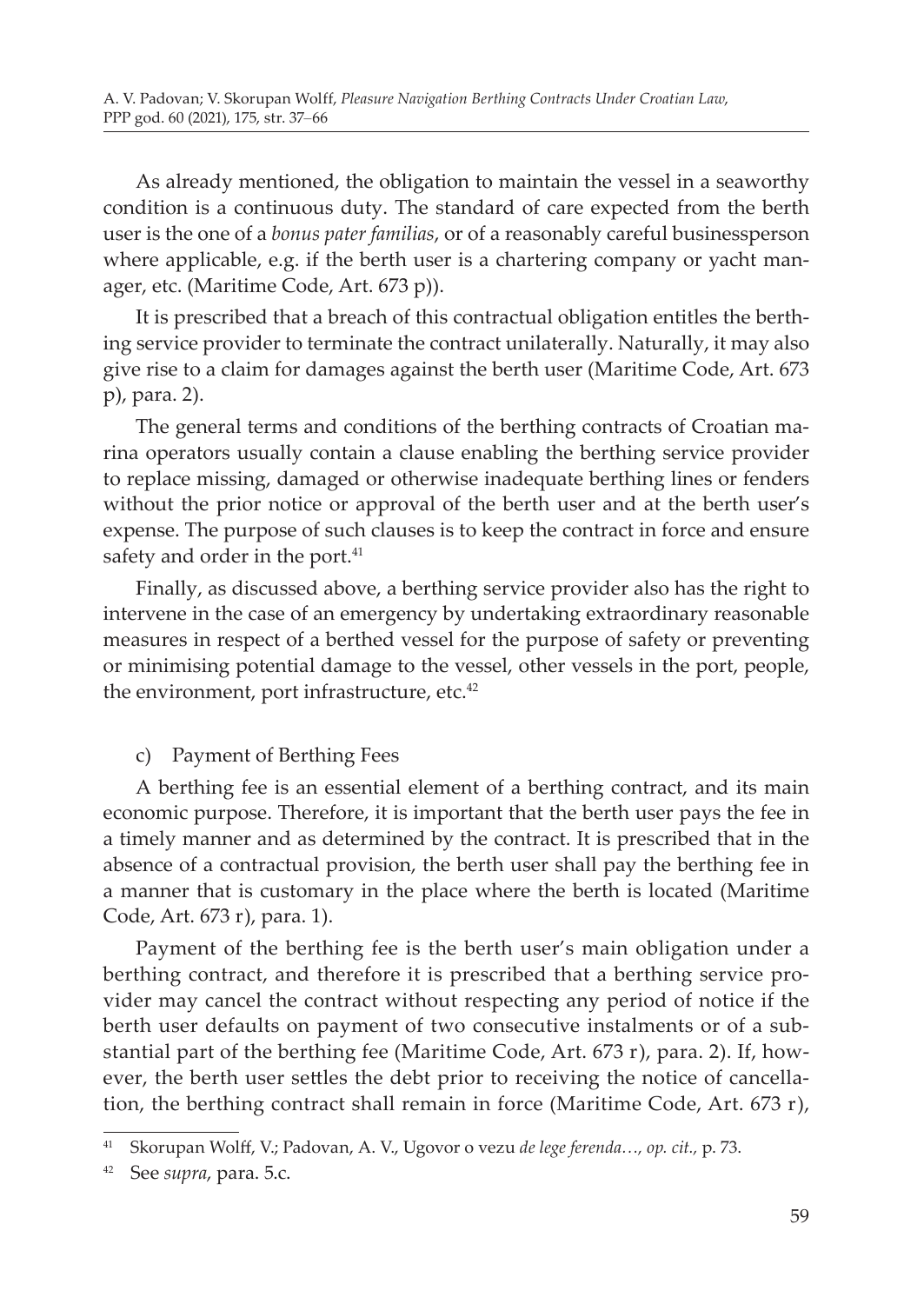As already mentioned, the obligation to maintain the vessel in a seaworthy condition is a continuous duty. The standard of care expected from the berth user is the one of a *bonus pater familias*, or of a reasonably careful businessperson where applicable, e.g. if the berth user is a chartering company or yacht manager, etc. (Maritime Code, Art. 673 p)).

It is prescribed that a breach of this contractual obligation entitles the berthing service provider to terminate the contract unilaterally. Naturally, it may also give rise to a claim for damages against the berth user (Maritime Code, Art. 673 p), para. 2).

The general terms and conditions of the berthing contracts of Croatian marina operators usually contain a clause enabling the berthing service provider to replace missing, damaged or otherwise inadequate berthing lines or fenders without the prior notice or approval of the berth user and at the berth user's expense. The purpose of such clauses is to keep the contract in force and ensure safety and order in the port.[41]

Finally, as discussed above, a berthing service provider also has the right to intervene in the case of an emergency by undertaking extraordinary reasonable measures in respect of a berthed vessel for the purpose of safety or preventing or minimising potential damage to the vessel, other vessels in the port, people, the environment, port infrastructure, etc.[42]

c) Payment of Berthing Fees

A berthing fee is an essential element of a berthing contract, and its main economic purpose. Therefore, it is important that the berth user pays the fee in a timely manner and as determined by the contract. It is prescribed that in the absence of a contractual provision, the berth user shall pay the berthing fee in a manner that is customary in the place where the berth is located (Maritime Code, Art. 673 r), para. 1).

Payment of the berthing fee is the berth user's main obligation under a berthing contract, and therefore it is prescribed that a berthing service provider may cancel the contract without respecting any period of notice if the berth user defaults on payment of two consecutive instalments or of a substantial part of the berthing fee (Maritime Code, Art. 673 r), para. 2). If, however, the berth user settles the debt prior to receiving the notice of cancellation, the berthing contract shall remain in force (Maritime Code, Art. 673 r),

---

[41] Skorupan Wolff, V.; Padovan, A. V., Ugovor o vezu *de lege ferenda…, op. cit.,* p. 73.

[42] See *supra*, para. 5.c.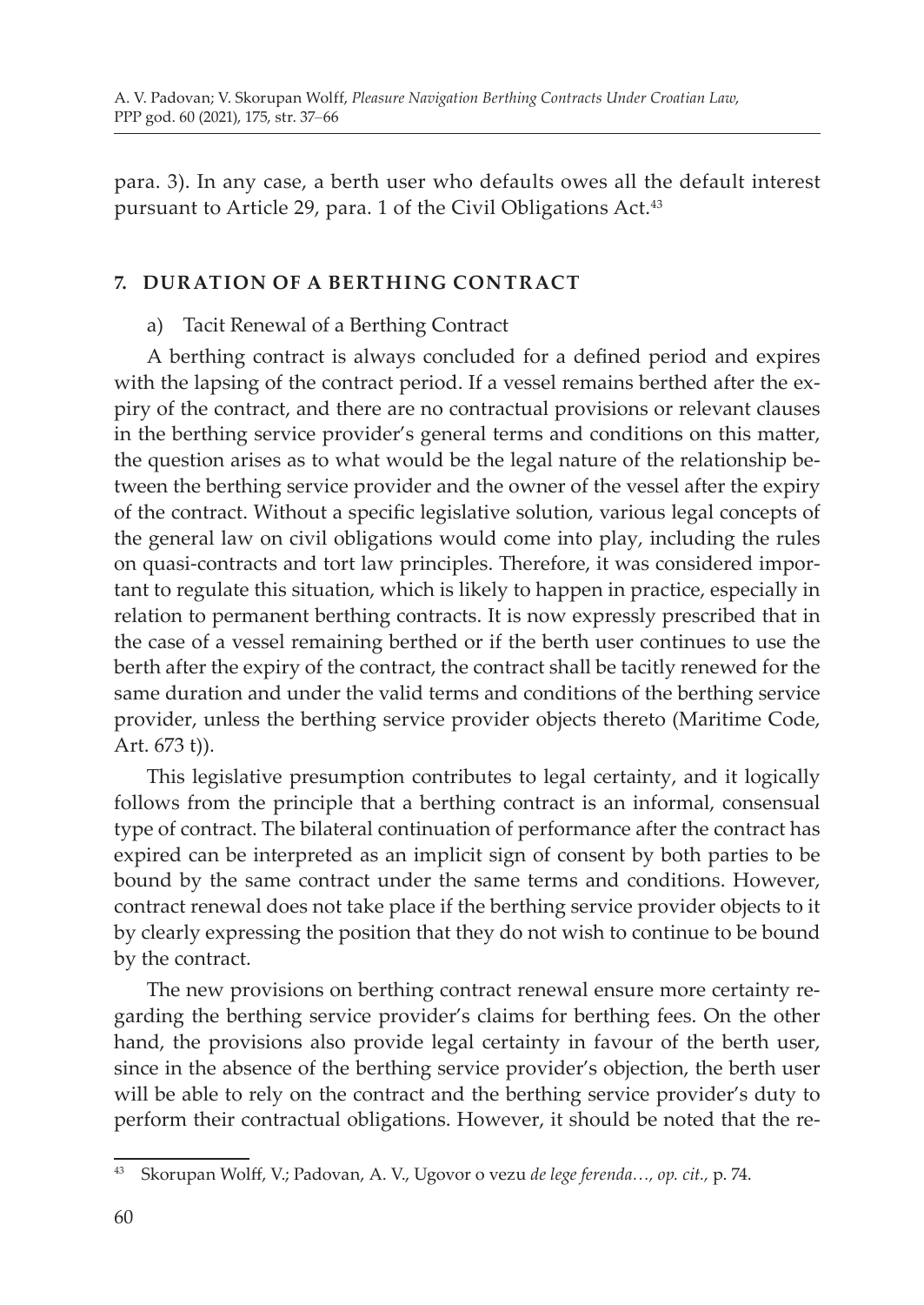para. 3). In any case, a berth user who defaults owes all the default interest pursuant to Article 29, para. 1 of the Civil Obligations Act.[43]

## 7. DURATION OF A BERTHING CONTRACT

### a) Tacit Renewal of a Berthing Contract

A berthing contract is always concluded for a defined period and expires with the lapsing of the contract period. If a vessel remains berthed after the expiry of the contract, and there are no contractual provisions or relevant clauses in the berthing service provider's general terms and conditions on this matter, the question arises as to what would be the legal nature of the relationship between the berthing service provider and the owner of the vessel after the expiry of the contract. Without a specific legislative solution, various legal concepts of the general law on civil obligations would come into play, including the rules on quasi-contracts and tort law principles. Therefore, it was considered important to regulate this situation, which is likely to happen in practice, especially in relation to permanent berthing contracts. It is now expressly prescribed that in the case of a vessel remaining berthed or if the berth user continues to use the berth after the expiry of the contract, the contract shall be tacitly renewed for the same duration and under the valid terms and conditions of the berthing service provider, unless the berthing service provider objects thereto (Maritime Code, Art. 673 t)).

This legislative presumption contributes to legal certainty, and it logically follows from the principle that a berthing contract is an informal, consensual type of contract. The bilateral continuation of performance after the contract has expired can be interpreted as an implicit sign of consent by both parties to be bound by the same contract under the same terms and conditions. However, contract renewal does not take place if the berthing service provider objects to it by clearly expressing the position that they do not wish to continue to be bound by the contract.

The new provisions on berthing contract renewal ensure more certainty regarding the berthing service provider's claims for berthing fees. On the other hand, the provisions also provide legal certainty in favour of the berth user, since in the absence of the berthing service provider's objection, the berth user will be able to rely on the contract and the berthing service provider's duty to perform their contractual obligations. However, it should be noted that the re-

---

[43] Skorupan Wolff, V.; Padovan, A. V., Ugovor o vezu *de lege ferenda…, op. cit.,* p. 74.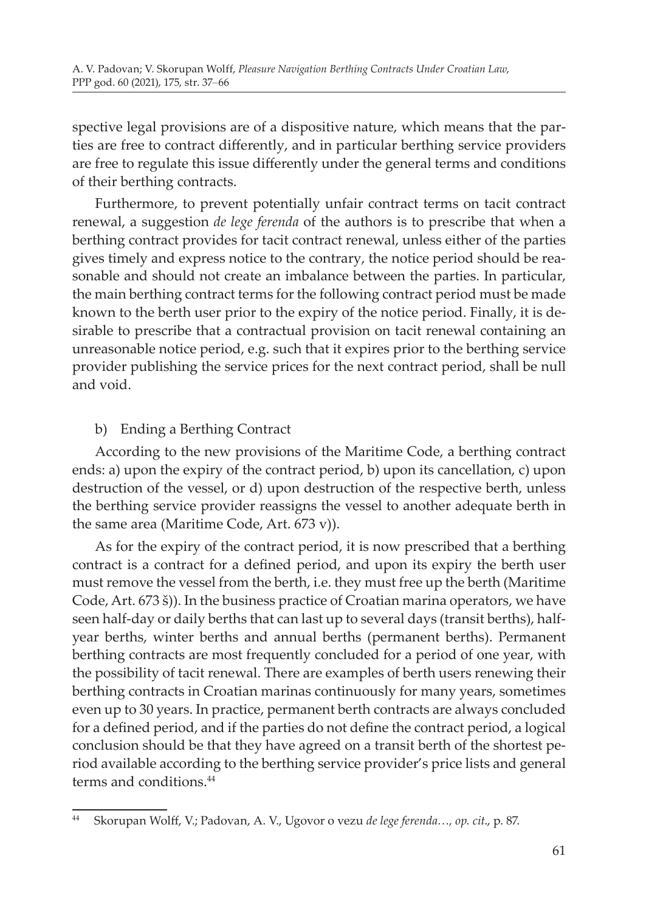spective legal provisions are of a dispositive nature, which means that the parties are free to contract differently, and in particular berthing service providers are free to regulate this issue differently under the general terms and conditions of their berthing contracts.

Furthermore, to prevent potentially unfair contract terms on tacit contract renewal, a suggestion *de lege ferenda* of the authors is to prescribe that when a berthing contract provides for tacit contract renewal, unless either of the parties gives timely and express notice to the contrary, the notice period should be reasonable and should not create an imbalance between the parties. In particular, the main berthing contract terms for the following contract period must be made known to the berth user prior to the expiry of the notice period. Finally, it is desirable to prescribe that a contractual provision on tacit renewal containing an unreasonable notice period, e.g. such that it expires prior to the berthing service provider publishing the service prices for the next contract period, shall be null and void.

### b) Ending a Berthing Contract

According to the new provisions of the Maritime Code, a berthing contract ends: a) upon the expiry of the contract period, b) upon its cancellation, c) upon destruction of the vessel, or d) upon destruction of the respective berth, unless the berthing service provider reassigns the vessel to another adequate berth in the same area (Maritime Code, Art. 673 v)).

As for the expiry of the contract period, it is now prescribed that a berthing contract is a contract for a defined period, and upon its expiry the berth user must remove the vessel from the berth, i.e. they must free up the berth (Maritime Code, Art. 673 š)). In the business practice of Croatian marina operators, we have seen half-day or daily berths that can last up to several days (transit berths), half-year berths, winter berths and annual berths (permanent berths). Permanent berthing contracts are most frequently concluded for a period of one year, with the possibility of tacit renewal. There are examples of berth users renewing their berthing contracts in Croatian marinas continuously for many years, sometimes even up to 30 years. In practice, permanent berth contracts are always concluded for a defined period, and if the parties do not define the contract period, a logical conclusion should be that they have agreed on a transit berth of the shortest period available according to the berthing service provider's price lists and general terms and conditions.[44]

---

[44] Skorupan Wolff, V.; Padovan, A. V., Ugovor o vezu *de lege ferenda…, op. cit.*, p. 87.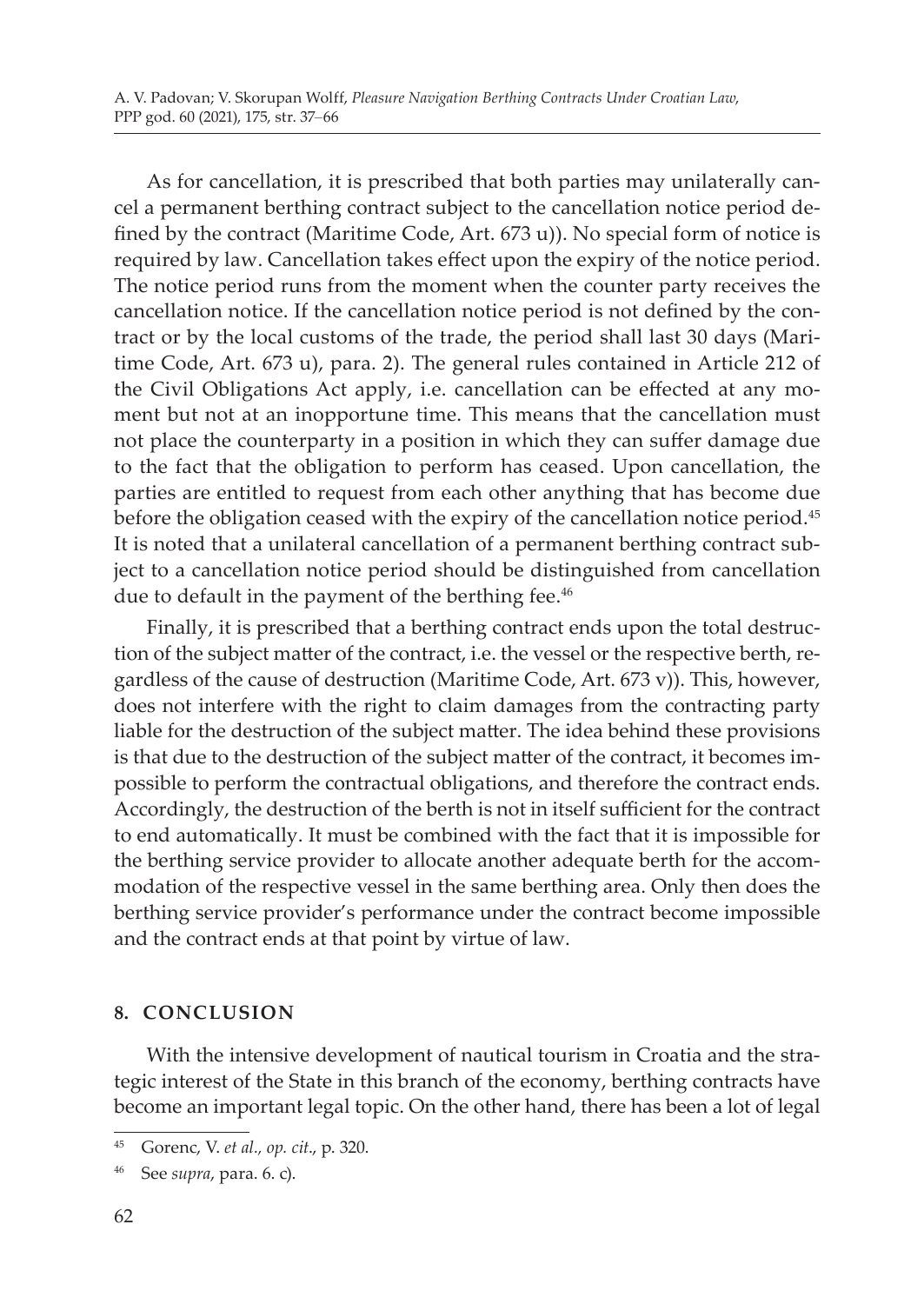As for cancellation, it is prescribed that both parties may unilaterally cancel a permanent berthing contract subject to the cancellation notice period defined by the contract (Maritime Code, Art. 673 u)). No special form of notice is required by law. Cancellation takes effect upon the expiry of the notice period. The notice period runs from the moment when the counter party receives the cancellation notice. If the cancellation notice period is not defined by the contract or by the local customs of the trade, the period shall last 30 days (Maritime Code, Art. 673 u), para. 2). The general rules contained in Article 212 of the Civil Obligations Act apply, i.e. cancellation can be effected at any moment but not at an inopportune time. This means that the cancellation must not place the counterparty in a position in which they can suffer damage due to the fact that the obligation to perform has ceased. Upon cancellation, the parties are entitled to request from each other anything that has become due before the obligation ceased with the expiry of the cancellation notice period.[45] It is noted that a unilateral cancellation of a permanent berthing contract subject to a cancellation notice period should be distinguished from cancellation due to default in the payment of the berthing fee.[46]

Finally, it is prescribed that a berthing contract ends upon the total destruction of the subject matter of the contract, i.e. the vessel or the respective berth, regardless of the cause of destruction (Maritime Code, Art. 673 v)). This, however, does not interfere with the right to claim damages from the contracting party liable for the destruction of the subject matter. The idea behind these provisions is that due to the destruction of the subject matter of the contract, it becomes impossible to perform the contractual obligations, and therefore the contract ends. Accordingly, the destruction of the berth is not in itself sufficient for the contract to end automatically. It must be combined with the fact that it is impossible for the berthing service provider to allocate another adequate berth for the accommodation of the respective vessel in the same berthing area. Only then does the berthing service provider's performance under the contract become impossible and the contract ends at that point by virtue of law.

## 8. CONCLUSION

With the intensive development of nautical tourism in Croatia and the strategic interest of the State in this branch of the economy, berthing contracts have become an important legal topic. On the other hand, there has been a lot of legal

---

[45] Gorenc, V. *et al., op. cit.*, p. 320.

[46] See *supra*, para. 6. c).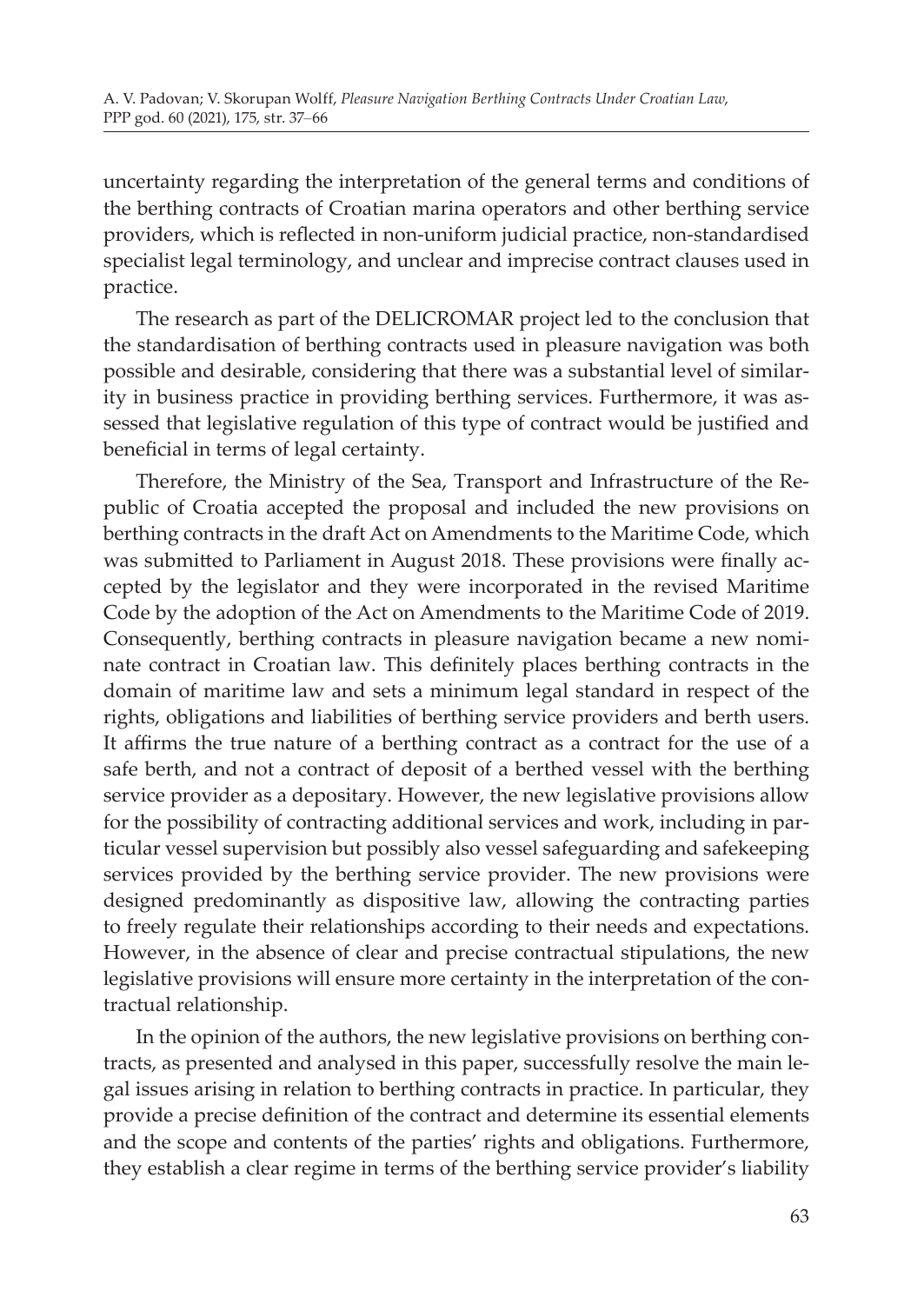uncertainty regarding the interpretation of the general terms and conditions of the berthing contracts of Croatian marina operators and other berthing service providers, which is reflected in non-uniform judicial practice, non-standardised specialist legal terminology, and unclear and imprecise contract clauses used in practice.

The research as part of the DELICROMAR project led to the conclusion that the standardisation of berthing contracts used in pleasure navigation was both possible and desirable, considering that there was a substantial level of similarity in business practice in providing berthing services. Furthermore, it was assessed that legislative regulation of this type of contract would be justified and beneficial in terms of legal certainty.

Therefore, the Ministry of the Sea, Transport and Infrastructure of the Republic of Croatia accepted the proposal and included the new provisions on berthing contracts in the draft Act on Amendments to the Maritime Code, which was submitted to Parliament in August 2018. These provisions were finally accepted by the legislator and they were incorporated in the revised Maritime Code by the adoption of the Act on Amendments to the Maritime Code of 2019. Consequently, berthing contracts in pleasure navigation became a new nominate contract in Croatian law. This definitely places berthing contracts in the domain of maritime law and sets a minimum legal standard in respect of the rights, obligations and liabilities of berthing service providers and berth users. It affirms the true nature of a berthing contract as a contract for the use of a safe berth, and not a contract of deposit of a berthed vessel with the berthing service provider as a depositary. However, the new legislative provisions allow for the possibility of contracting additional services and work, including in particular vessel supervision but possibly also vessel safeguarding and safekeeping services provided by the berthing service provider. The new provisions were designed predominantly as dispositive law, allowing the contracting parties to freely regulate their relationships according to their needs and expectations. However, in the absence of clear and precise contractual stipulations, the new legislative provisions will ensure more certainty in the interpretation of the contractual relationship.

In the opinion of the authors, the new legislative provisions on berthing contracts, as presented and analysed in this paper, successfully resolve the main legal issues arising in relation to berthing contracts in practice. In particular, they provide a precise definition of the contract and determine its essential elements and the scope and contents of the parties' rights and obligations. Furthermore, they establish a clear regime in terms of the berthing service provider's liability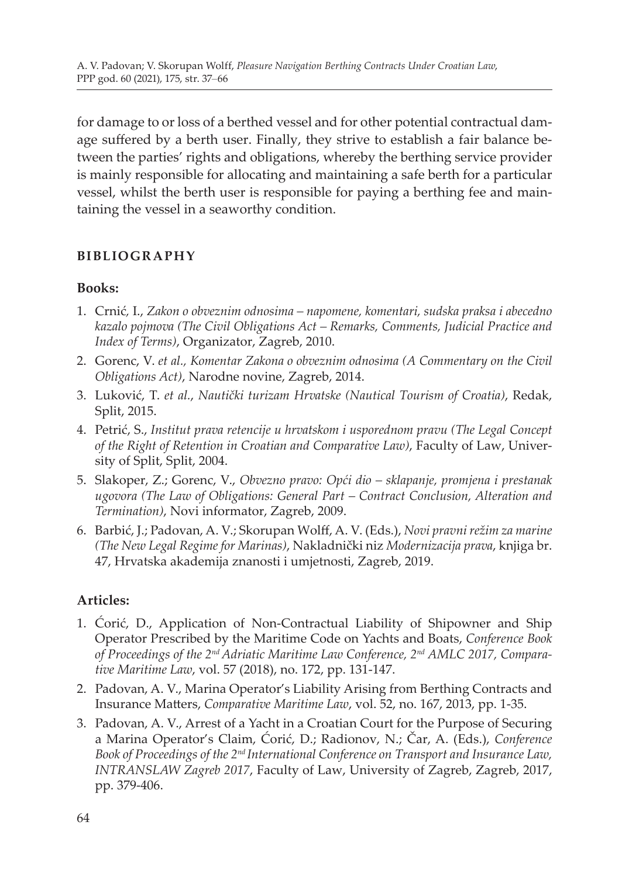for damage to or loss of a berthed vessel and for other potential contractual damage suffered by a berth user. Finally, they strive to establish a fair balance between the parties' rights and obligations, whereby the berthing service provider is mainly responsible for allocating and maintaining a safe berth for a particular vessel, whilst the berth user is responsible for paying a berthing fee and maintaining the vessel in a seaworthy condition.

## BIBLIOGRAPHY

### Books:

1. Crnić, I., *Zakon o obveznim odnosima – napomene, komentari, sudska praksa i abecedno kazalo pojmova (The Civil Obligations Act – Remarks, Comments, Judicial Practice and Index of Terms)*, Organizator, Zagreb, 2010.
2. Gorenc, V. *et al., Komentar Zakona o obveznim odnosima (A Commentary on the Civil Obligations Act)*, Narodne novine, Zagreb, 2014.
3. Luković, T. *et al.*, *Nautički turizam Hrvatske (Nautical Tourism of Croatia)*, Redak, Split, 2015.
4. Petrić, S., *Institut prava retencije u hrvatskom i usporednom pravu (The Legal Concept of the Right of Retention in Croatian and Comparative Law)*, Faculty of Law, University of Split, Split, 2004.
5. Slakoper, Z.; Gorenc, V., *Obvezno pravo: Opći dio – sklapanje, promjena i prestanak ugovora (The Law of Obligations: General Part – Contract Conclusion, Alteration and Termination)*, Novi informator, Zagreb, 2009.
6. Barbić, J.; Padovan, A. V.; Skorupan Wolff, A. V. (Eds.), *Novi pravni režim za marine (The New Legal Regime for Marinas)*, Nakladnički niz *Modernizacija prava*, knjiga br. 47, Hrvatska akademija znanosti i umjetnosti, Zagreb, 2019.

### Articles:

1. Ćorić, D., Application of Non-Contractual Liability of Shipowner and Ship Operator Prescribed by the Maritime Code on Yachts and Boats, *Conference Book of Proceedings of the 2nd Adriatic Maritime Law Conference, 2nd AMLC 2017, Comparative Maritime Law*, vol. 57 (2018), no. 172, pp. 131-147.
2. Padovan, A. V., Marina Operator's Liability Arising from Berthing Contracts and Insurance Matters, *Comparative Maritime Law*, vol. 52, no. 167, 2013, pp. 1-35.
3. Padovan, A. V., Arrest of a Yacht in a Croatian Court for the Purpose of Securing a Marina Operator's Claim, Ćorić, D.; Radionov, N.; Čar, A. (Eds.), *Conference Book of Proceedings of the 2nd International Conference on Transport and Insurance Law, INTRANSLAW Zagreb 2017*, Faculty of Law, University of Zagreb, Zagreb, 2017, pp. 379-406.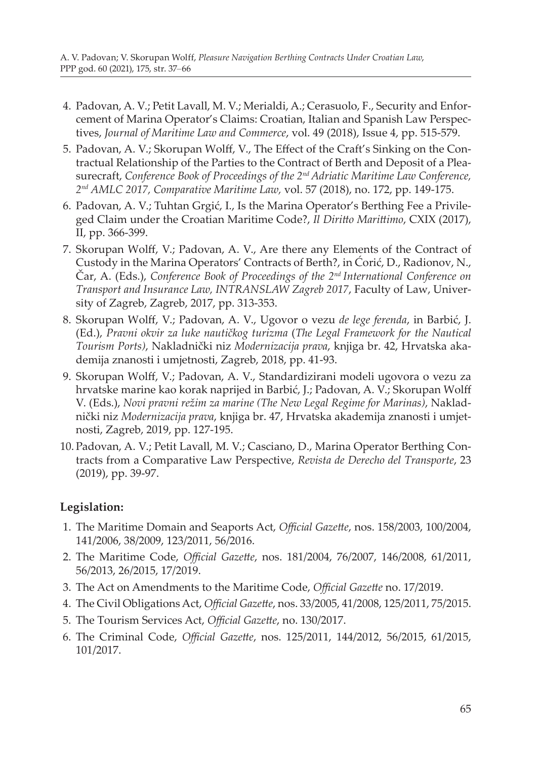4. Padovan, A. V.; Petit Lavall, M. V.; Merialdi, A.; Cerasuolo, F., Security and Enforcement of Marina Operator's Claims: Croatian, Italian and Spanish Law Perspectives, *Journal of Maritime Law and Commerce*, vol. 49 (2018), Issue 4, pp. 515-579.
5. Padovan, A. V.; Skorupan Wolff, V., The Effect of the Craft's Sinking on the Contractual Relationship of the Parties to the Contract of Berth and Deposit of a Pleasurecraft, *Conference Book of Proceedings of the 2nd Adriatic Maritime Law Conference, 2nd AMLC 2017, Comparative Maritime Law,* vol. 57 (2018), no. 172, pp. 149-175.
6. Padovan, A. V.; Tuhtan Grgić, I., Is the Marina Operator's Berthing Fee a Privileged Claim under the Croatian Maritime Code?, *Il Diritto Marittimo*, CXIX (2017), II, pp. 366-399.
7. Skorupan Wolff, V.; Padovan, A. V., Are there any Elements of the Contract of Custody in the Marina Operators' Contracts of Berth?, in Ćorić, D., Radionov, N., Čar, A. (Eds.), *Conference Book of Proceedings of the 2nd International Conference on Transport and Insurance Law, INTRANSLAW Zagreb 2017*, Faculty of Law, University of Zagreb, Zagreb, 2017, pp. 313-353.
8. Skorupan Wolff, V.; Padovan, A. V., Ugovor o vezu *de lege ferenda*, in Barbić, J. (Ed.), *Pravni okvir za luke nautičkog turizma* (*The Legal Framework for the Nautical Tourism Ports)*, Nakladnički niz *Modernizacija prava*, knjiga br. 42, Hrvatska akademija znanosti i umjetnosti, Zagreb, 2018, pp. 41-93.
9. Skorupan Wolff, V.; Padovan, A. V., Standardizirani modeli ugovora o vezu za hrvatske marine kao korak naprijed in Barbić, J.; Padovan, A. V.; Skorupan Wolff V. (Eds.), *Novi pravni režim za marine (The New Legal Regime for Marinas)*, Nakladnički niz *Modernizacija prava*, knjiga br. 47, Hrvatska akademija znanosti i umjetnosti, Zagreb, 2019, pp. 127-195.
10. Padovan, A. V.; Petit Lavall, M. V.; Casciano, D., Marina Operator Berthing Contracts from a Comparative Law Perspective, *Revista de Derecho del Transporte*, 23 (2019), pp. 39-97.

## Legislation:

1. The Maritime Domain and Seaports Act, *Official Gazette*, nos. 158/2003, 100/2004, 141/2006, 38/2009, 123/2011, 56/2016.
2. The Maritime Code, *Official Gazette*, nos. 181/2004, 76/2007, 146/2008, 61/2011, 56/2013, 26/2015, 17/2019.
3. The Act on Amendments to the Maritime Code, *Official Gazette* no. 17/2019.
4. The Civil Obligations Act, *Official Gazette*, nos. 33/2005, 41/2008, 125/2011, 75/2015.
5. The Tourism Services Act, *Official Gazette*, no. 130/2017.
6. The Criminal Code, *Official Gazette*, nos. 125/2011, 144/2012, 56/2015, 61/2015, 101/2017.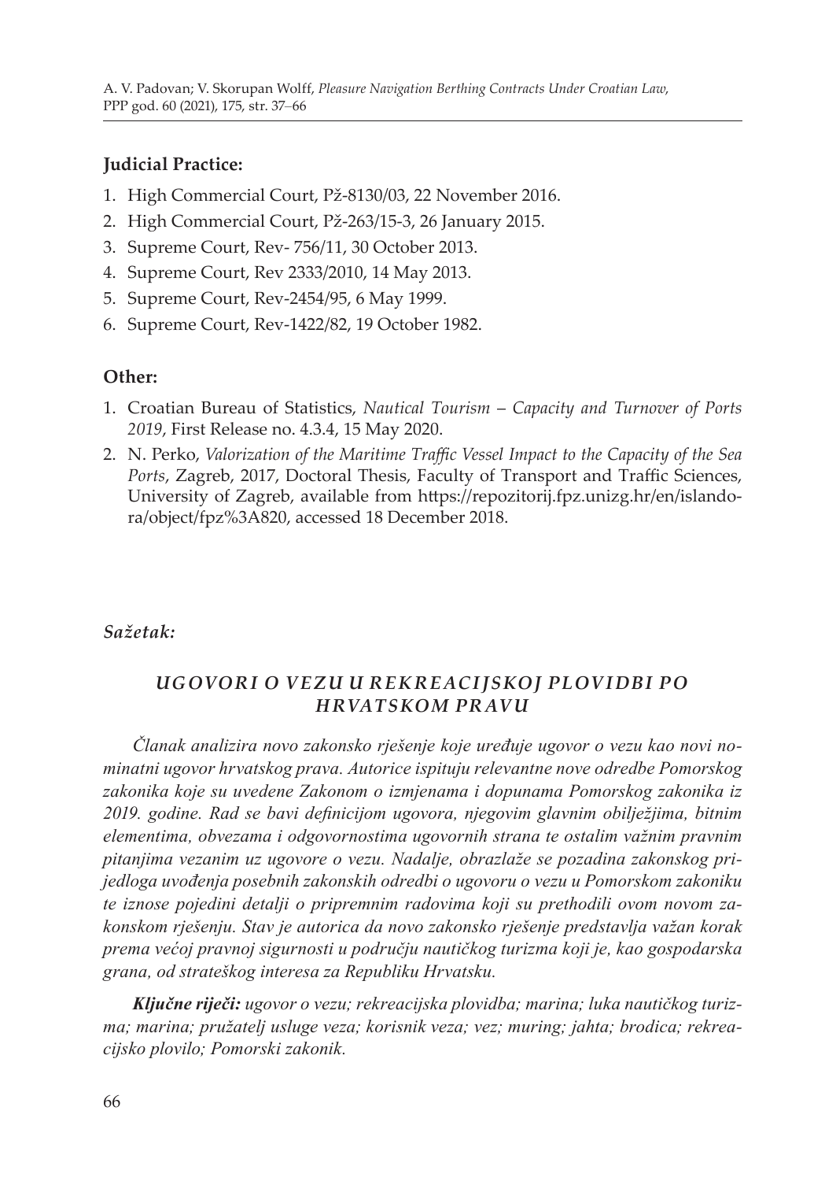**Judicial Practice:**

1. High Commercial Court, Pž-8130/03, 22 November 2016.
2. High Commercial Court, Pž-263/15-3, 26 January 2015.
3. Supreme Court, Rev- 756/11, 30 October 2013.
4. Supreme Court, Rev 2333/2010, 14 May 2013.
5. Supreme Court, Rev-2454/95, 6 May 1999.
6. Supreme Court, Rev-1422/82, 19 October 1982.

**Other:**

1. Croatian Bureau of Statistics, *Nautical Tourism – Capacity and Turnover of Ports 2019*, First Release no. 4.3.4, 15 May 2020.
2. N. Perko, *Valorization of the Maritime Traffic Vessel Impact to the Capacity of the Sea Ports*, Zagreb, 2017, Doctoral Thesis, Faculty of Transport and Traffic Sciences, University of Zagreb, available from https://repozitorij.fpz.unizg.hr/en/islandora/object/fpz%3A820, accessed 18 December 2018.

***Sažetak:***

## *UGOVORI O VEZU U REKREACIJSKOJ PLOVIDBI PO HRVATSKOM PRAVU*

*Članak analizira novo zakonsko rješenje koje uređuje ugovor o vezu kao novi nominatni ugovor hrvatskog prava. Autorice ispituju relevantne nove odredbe Pomorskog zakonika koje su uvedene Zakonom o izmjenama i dopunama Pomorskog zakonika iz 2019. godine. Rad se bavi definicijom ugovora, njegovim glavnim obilježjima, bitnim elementima, obvezama i odgovornostima ugovornih strana te ostalim važnim pravnim pitanjima vezanim uz ugovore o vezu. Nadalje, obrazlaže se pozadina zakonskog prijedloga uvođenja posebnih zakonskih odredbi o ugovoru o vezu u Pomorskom zakoniku te iznose pojedini detalji o pripremnim radovima koji su prethodili ovom novom zakonskom rješenju. Stav je autorica da novo zakonsko rješenje predstavlja važan korak prema većoj pravnoj sigurnosti u području nautičkog turizma koji je, kao gospodarska grana, od strateškog interesa za Republiku Hrvatsku.*

***Ključne riječi:*** *ugovor o vezu; rekreacijska plovidba; marina; luka nautičkog turizma; marina; pružatelj usluge veza; korisnik veza; vez; muring; jahta; brodica; rekreacijsko plovilo; Pomorski zakonik.*